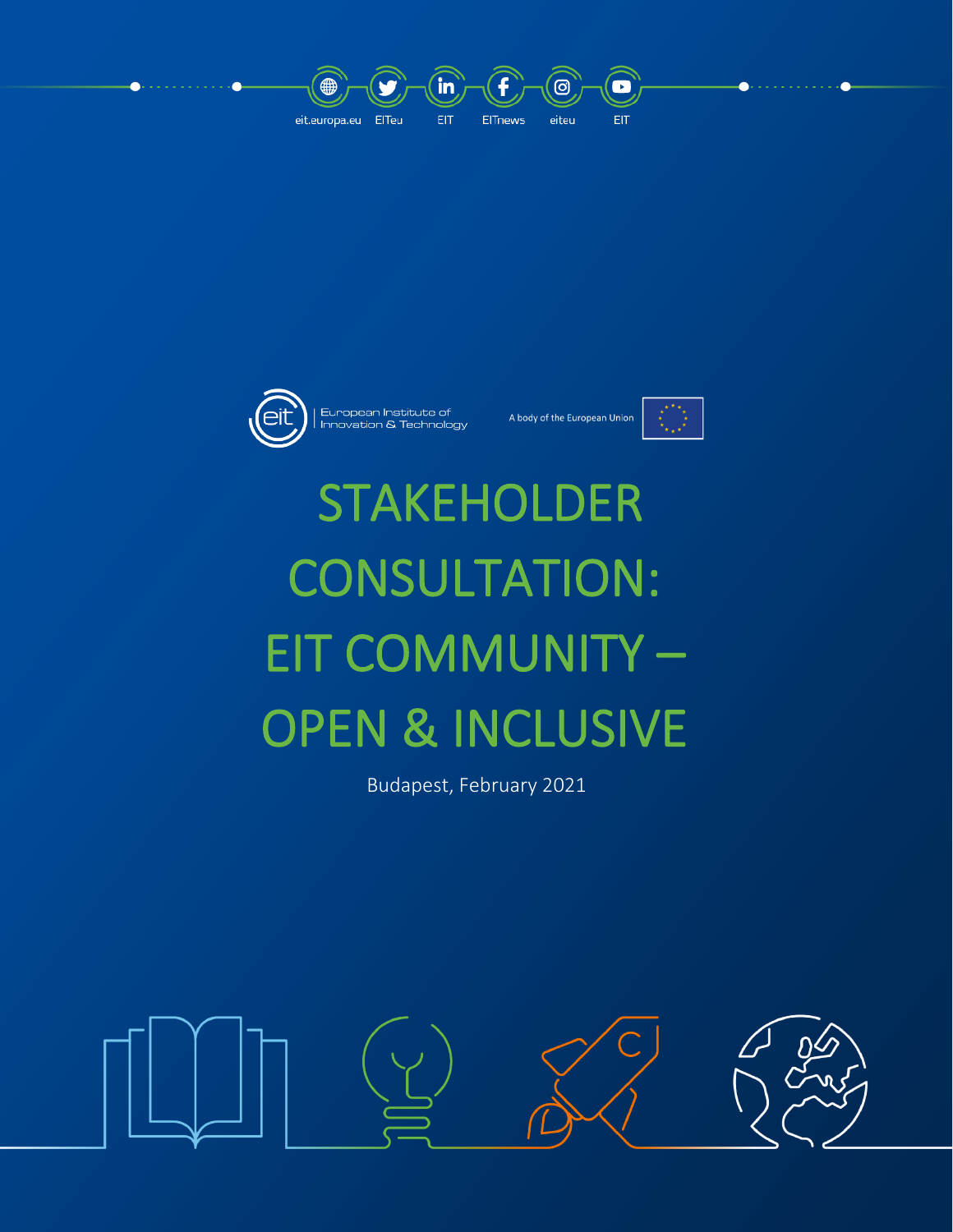eit.europa.eu EITeu EIT EITnews eiteu EIT

European Institute of Innovation & Technology

A body of the European Union

# STAKEHOLDER CONSULTATION: EIT COMMUNITY – OPEN & INCLUSIVE

Budapest, February 2021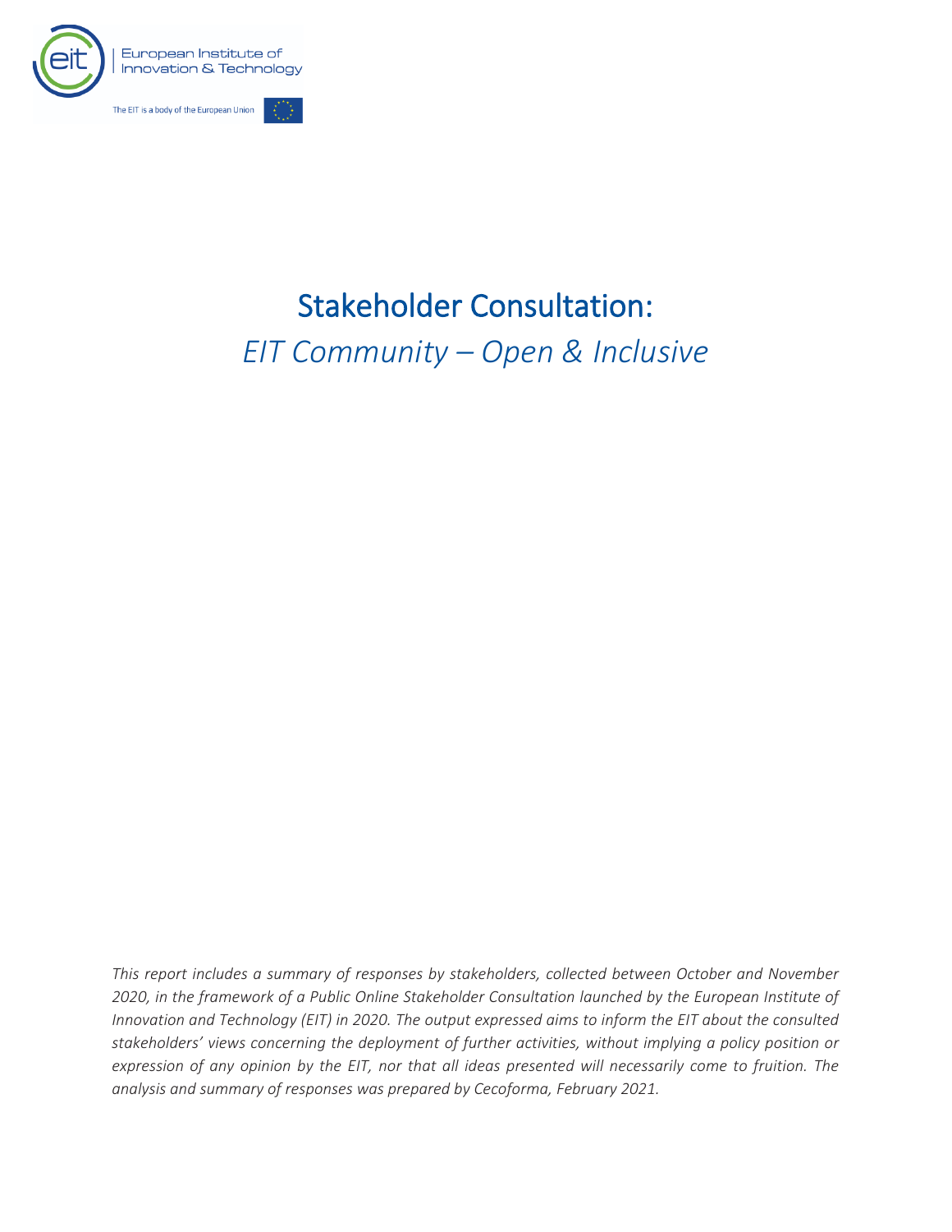# Stakeholder Consultation:

*EIT Community – Open & Inclusive*

*This report includes a summary of responses by stakeholders, collected between October and November 2020, in the framework of a Public Online Stakeholder Consultation launched by the European Institute of Innovation and Technology (EIT) in 2020. The output expressed aims to inform the EIT about the consulted stakeholders' views concerning the deployment of further activities, without implying a policy position or expression of any opinion by the EIT, nor that all ideas presented will necessarily come to fruition. The analysis and summary of responses was prepared by Cecoforma, February 2021.*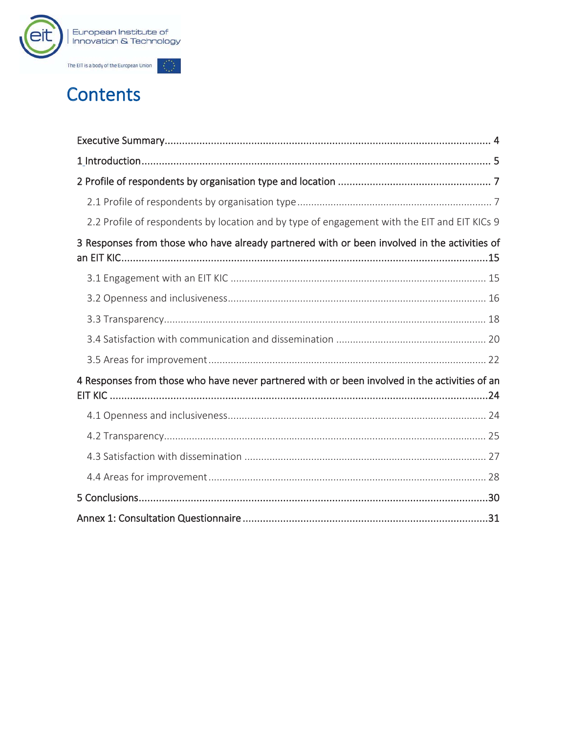# Contents

Executive Summary ..................................................................................................................... 4

1 Introduction ............................................................................................................................. 5

2 Profile of respondents by organisation type and location ..................................................... 7

  2.1 Profile of respondents by organisation type ..................................................................... 7

  2.2 Profile of respondents by location and by type of engagement with the EIT and EIT KICs 9

3 Responses from those who have already partnered with or been involved in the activities of an EIT KIC ................................................................................................................................15

  3.1 Engagement with an EIT KIC ........................................................................................... 15

  3.2 Openness and inclusiveness ............................................................................................ 16

  3.3 Transparency ................................................................................................................... 18

  3.4 Satisfaction with communication and dissemination ..................................................... 20

  3.5 Areas for improvement ................................................................................................... 22

4 Responses from those who have never partnered with or been involved in the activities of an EIT KIC ...................................................................................................................................24

  4.1 Openness and inclusiveness ............................................................................................ 24

  4.2 Transparency ................................................................................................................... 25

  4.3 Satisfaction with dissemination ...................................................................................... 27

  4.4 Areas for improvement ................................................................................................... 28

5 Conclusions ..............................................................................................................................30

Annex 1: Consultation Questionnaire .......................................................................................31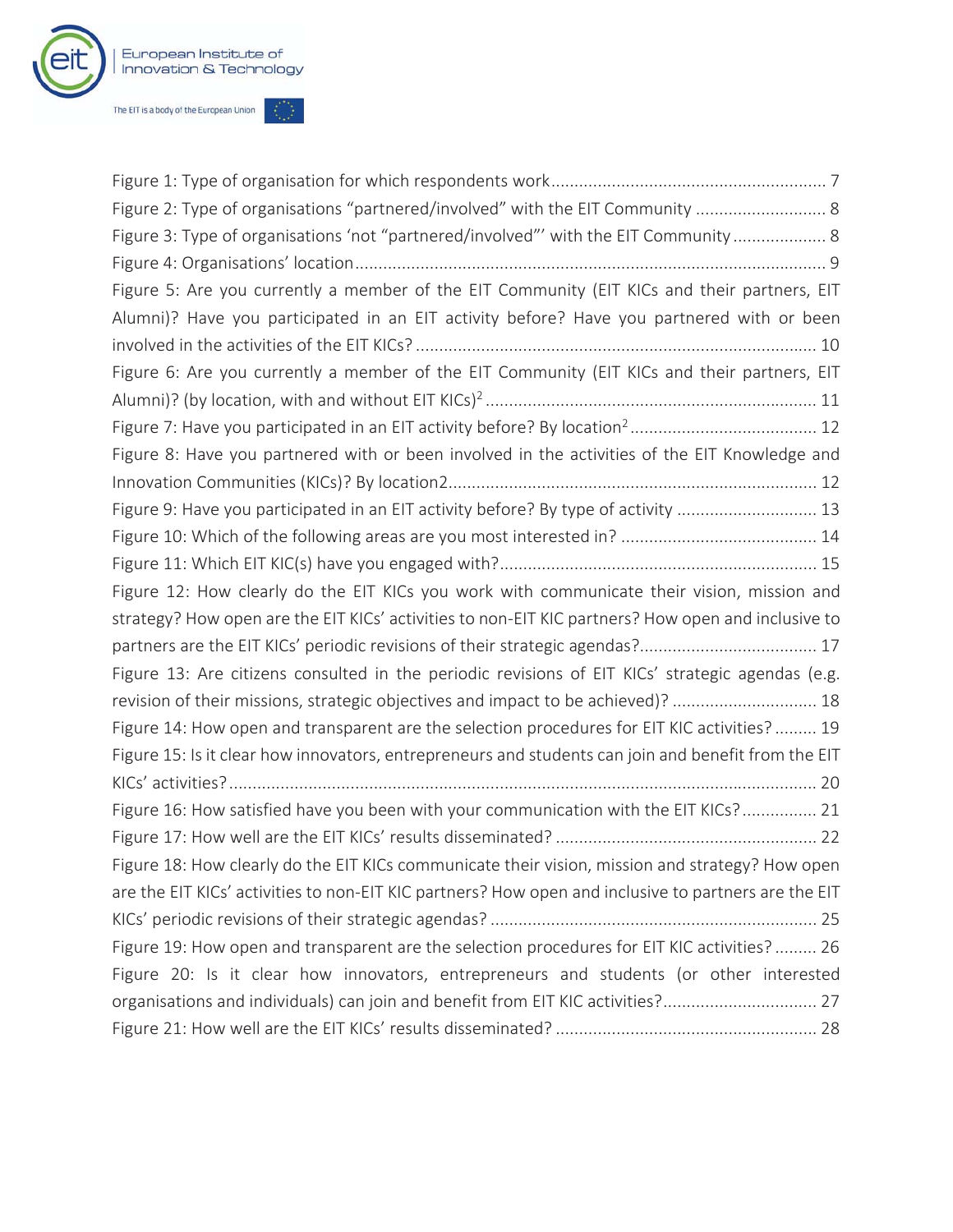Figure 1: Type of organisation for which respondents work ........................................................... 7

Figure 2: Type of organisations "partnered/involved" with the EIT Community ............................ 8

Figure 3: Type of organisations 'not "partnered/involved"' with the EIT Community .................... 8

Figure 4: Organisations' location ..................................................................................................... 9

Figure 5: Are you currently a member of the EIT Community (EIT KICs and their partners, EIT Alumni)? Have you participated in an EIT activity before? Have you partnered with or been involved in the activities of the EIT KICs? ..................................................................................... 10

Figure 6: Are you currently a member of the EIT Community (EIT KICs and their partners, EIT Alumni)? (by location, with and without EIT KICs)[2] ....................................................................... 11

Figure 7: Have you participated in an EIT activity before? By location[2] ....................................... 12

Figure 8: Have you partnered with or been involved in the activities of the EIT Knowledge and Innovation Communities (KICs)? By location2 ............................................................................... 12

Figure 9: Have you participated in an EIT activity before? By type of activity .............................. 13

Figure 10: Which of the following areas are you most interested in? .......................................... 14

Figure 11: Which EIT KIC(s) have you engaged with? .................................................................... 15

Figure 12: How clearly do the EIT KICs you work with communicate their vision, mission and strategy? How open are the EIT KICs' activities to non-EIT KIC partners? How open and inclusive to partners are the EIT KICs' periodic revisions of their strategic agendas? ...................................... 17

Figure 13: Are citizens consulted in the periodic revisions of EIT KICs' strategic agendas (e.g. revision of their missions, strategic objectives and impact to be achieved)? ............................... 18

Figure 14: How open and transparent are the selection procedures for EIT KIC activities? ......... 19

Figure 15: Is it clear how innovators, entrepreneurs and students can join and benefit from the EIT KICs' activities? ............................................................................................................................ 20

Figure 16: How satisfied have you been with your communication with the EIT KICs? ................ 21

Figure 17: How well are the EIT KICs' results disseminated? ........................................................ 22

Figure 18: How clearly do the EIT KICs communicate their vision, mission and strategy? How open are the EIT KICs' activities to non-EIT KIC partners? How open and inclusive to partners are the EIT KICs' periodic revisions of their strategic agendas? ..................................................................... 25

Figure 19: How open and transparent are the selection procedures for EIT KIC activities? ......... 26

Figure 20: Is it clear how innovators, entrepreneurs and students (or other interested organisations and individuals) can join and benefit from EIT KIC activities? ................................. 27

Figure 21: How well are the EIT KICs' results disseminated? ........................................................ 28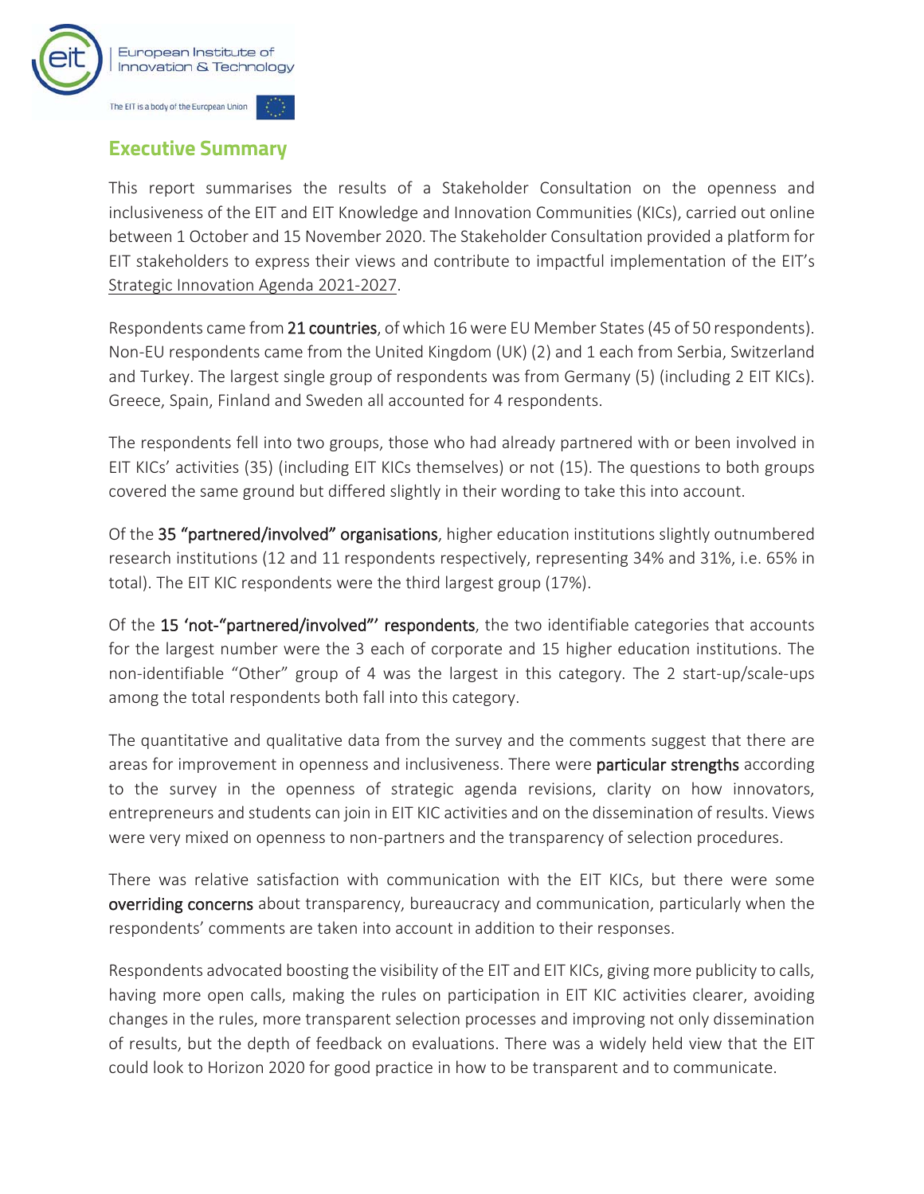## Executive Summary

This report summarises the results of a Stakeholder Consultation on the openness and inclusiveness of the EIT and EIT Knowledge and Innovation Communities (KICs), carried out online between 1 October and 15 November 2020. The Stakeholder Consultation provided a platform for EIT stakeholders to express their views and contribute to impactful implementation of the EIT's Strategic Innovation Agenda 2021-2027.

Respondents came from **21 countries**, of which 16 were EU Member States (45 of 50 respondents). Non-EU respondents came from the United Kingdom (UK) (2) and 1 each from Serbia, Switzerland and Turkey. The largest single group of respondents was from Germany (5) (including 2 EIT KICs). Greece, Spain, Finland and Sweden all accounted for 4 respondents.

The respondents fell into two groups, those who had already partnered with or been involved in EIT KICs' activities (35) (including EIT KICs themselves) or not (15). The questions to both groups covered the same ground but differed slightly in their wording to take this into account.

Of the **35 "partnered/involved" organisations**, higher education institutions slightly outnumbered research institutions (12 and 11 respondents respectively, representing 34% and 31%, i.e. 65% in total). The EIT KIC respondents were the third largest group (17%).

Of the **15 'not-"partnered/involved"' respondents**, the two identifiable categories that accounts for the largest number were the 3 each of corporate and 15 higher education institutions. The non-identifiable "Other" group of 4 was the largest in this category. The 2 start-up/scale-ups among the total respondents both fall into this category.

The quantitative and qualitative data from the survey and the comments suggest that there are areas for improvement in openness and inclusiveness. There were **particular strengths** according to the survey in the openness of strategic agenda revisions, clarity on how innovators, entrepreneurs and students can join in EIT KIC activities and on the dissemination of results. Views were very mixed on openness to non-partners and the transparency of selection procedures.

There was relative satisfaction with communication with the EIT KICs, but there were some **overriding concerns** about transparency, bureaucracy and communication, particularly when the respondents' comments are taken into account in addition to their responses.

Respondents advocated boosting the visibility of the EIT and EIT KICs, giving more publicity to calls, having more open calls, making the rules on participation in EIT KIC activities clearer, avoiding changes in the rules, more transparent selection processes and improving not only dissemination of results, but the depth of feedback on evaluations. There was a widely held view that the EIT could look to Horizon 2020 for good practice in how to be transparent and to communicate.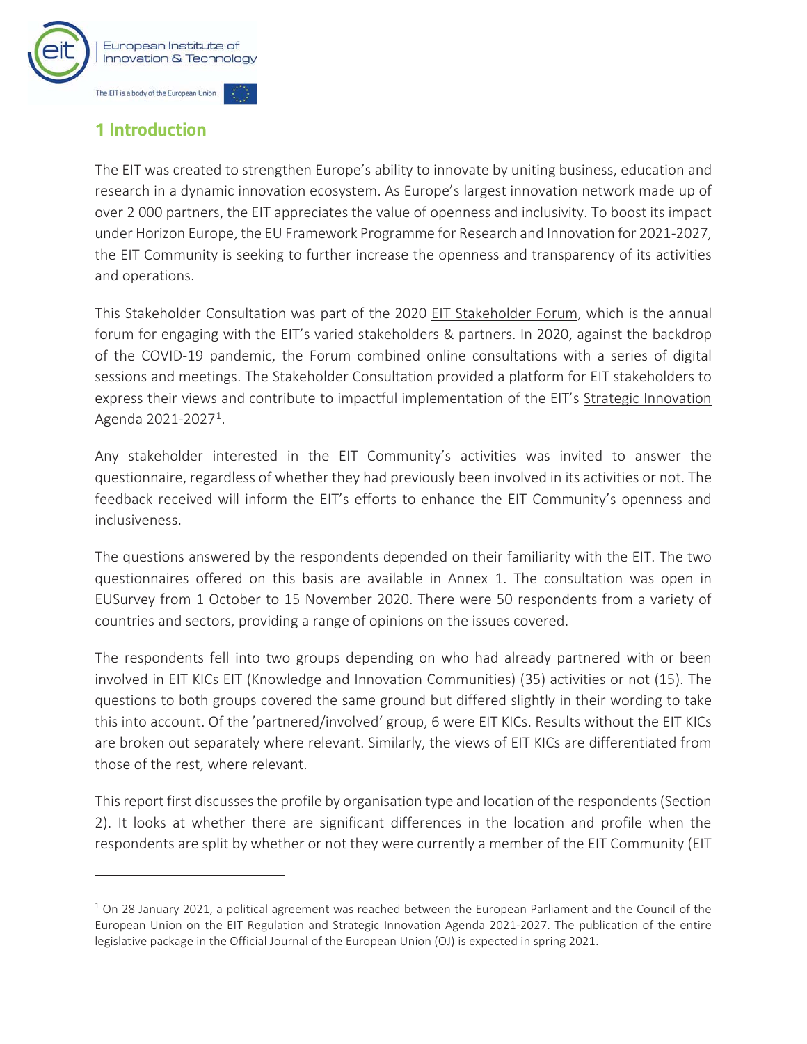# 1 Introduction

The EIT was created to strengthen Europe's ability to innovate by uniting business, education and research in a dynamic innovation ecosystem. As Europe's largest innovation network made up of over 2 000 partners, the EIT appreciates the value of openness and inclusivity. To boost its impact under Horizon Europe, the EU Framework Programme for Research and Innovation for 2021-2027, the EIT Community is seeking to further increase the openness and transparency of its activities and operations.

This Stakeholder Consultation was part of the 2020 EIT Stakeholder Forum, which is the annual forum for engaging with the EIT's varied stakeholders & partners. In 2020, against the backdrop of the COVID-19 pandemic, the Forum combined online consultations with a series of digital sessions and meetings. The Stakeholder Consultation provided a platform for EIT stakeholders to express their views and contribute to impactful implementation of the EIT's Strategic Innovation Agenda 2021-2027[1].

Any stakeholder interested in the EIT Community's activities was invited to answer the questionnaire, regardless of whether they had previously been involved in its activities or not. The feedback received will inform the EIT's efforts to enhance the EIT Community's openness and inclusiveness.

The questions answered by the respondents depended on their familiarity with the EIT. The two questionnaires offered on this basis are available in Annex 1. The consultation was open in EUSurvey from 1 October to 15 November 2020. There were 50 respondents from a variety of countries and sectors, providing a range of opinions on the issues covered.

The respondents fell into two groups depending on who had already partnered with or been involved in EIT KICs EIT (Knowledge and Innovation Communities) (35) activities or not (15). The questions to both groups covered the same ground but differed slightly in their wording to take this into account. Of the 'partnered/involved' group, 6 were EIT KICs. Results without the EIT KICs are broken out separately where relevant. Similarly, the views of EIT KICs are differentiated from those of the rest, where relevant.

This report first discusses the profile by organisation type and location of the respondents (Section 2). It looks at whether there are significant differences in the location and profile when the respondents are split by whether or not they were currently a member of the EIT Community (EIT

[1] On 28 January 2021, a political agreement was reached between the European Parliament and the Council of the European Union on the EIT Regulation and Strategic Innovation Agenda 2021-2027. The publication of the entire legislative package in the Official Journal of the European Union (OJ) is expected in spring 2021.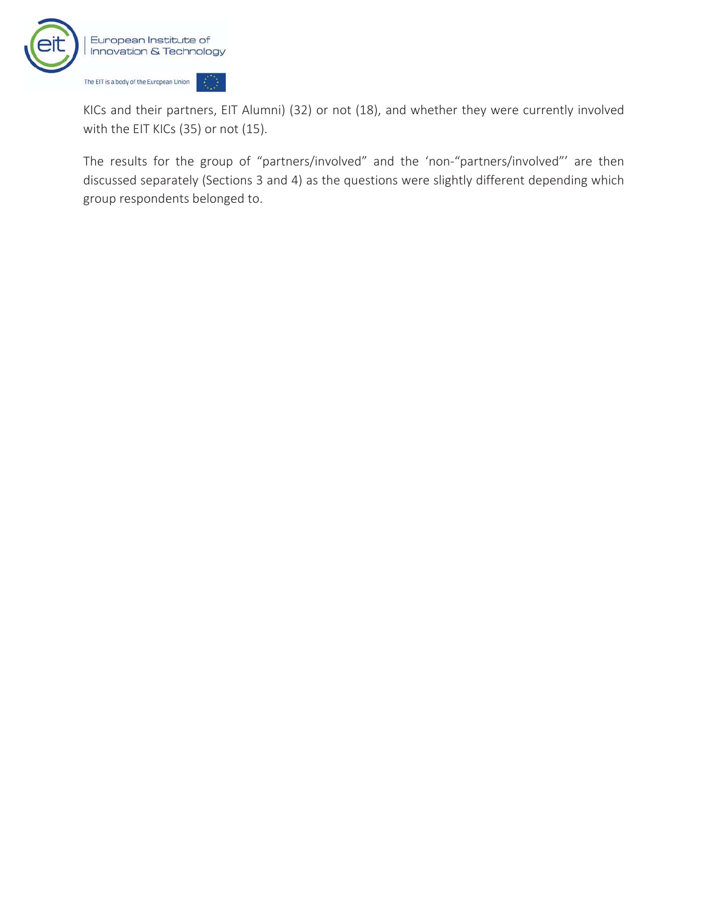KICs and their partners, EIT Alumni) (32) or not (18), and whether they were currently involved with the EIT KICs (35) or not (15).

The results for the group of "partners/involved" and the 'non-"partners/involved"' are then discussed separately (Sections 3 and 4) as the questions were slightly different depending which group respondents belonged to.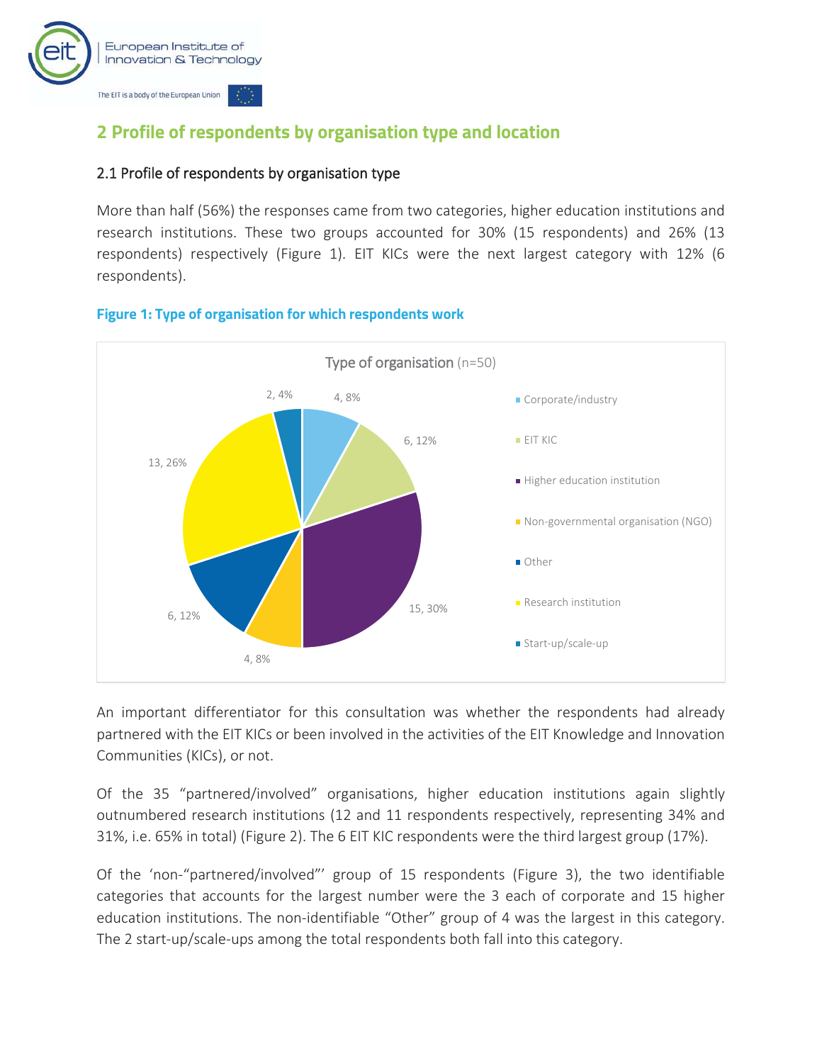## 2 Profile of respondents by organisation type and location

### 2.1 Profile of respondents by organisation type

More than half (56%) the responses came from two categories, higher education institutions and research institutions. These two groups accounted for 30% (15 respondents) and 26% (13 respondents) respectively (Figure 1). EIT KICs were the next largest category with 12% (6 respondents).

**Figure 1: Type of organisation for which respondents work**

| Type of organisation (n=50) | Count | Percentage |
|---|---|---|
| Corporate/industry | 4 | 8% |
| EIT KIC | 6 | 12% |
| Higher education institution | 15 | 30% |
| Non-governmental organisation (NGO) | 4 | 8% |
| Other | 6 | 12% |
| Research institution | 13 | 26% |
| Start-up/scale-up | 2 | 4% |

An important differentiator for this consultation was whether the respondents had already partnered with the EIT KICs or been involved in the activities of the EIT Knowledge and Innovation Communities (KICs), or not.

Of the 35 "partnered/involved" organisations, higher education institutions again slightly outnumbered research institutions (12 and 11 respondents respectively, representing 34% and 31%, i.e. 65% in total) (Figure 2). The 6 EIT KIC respondents were the third largest group (17%).

Of the 'non-"partnered/involved"' group of 15 respondents (Figure 3), the two identifiable categories that accounts for the largest number were the 3 each of corporate and 15 higher education institutions. The non-identifiable "Other" group of 4 was the largest in this category. The 2 start-up/scale-ups among the total respondents both fall into this category.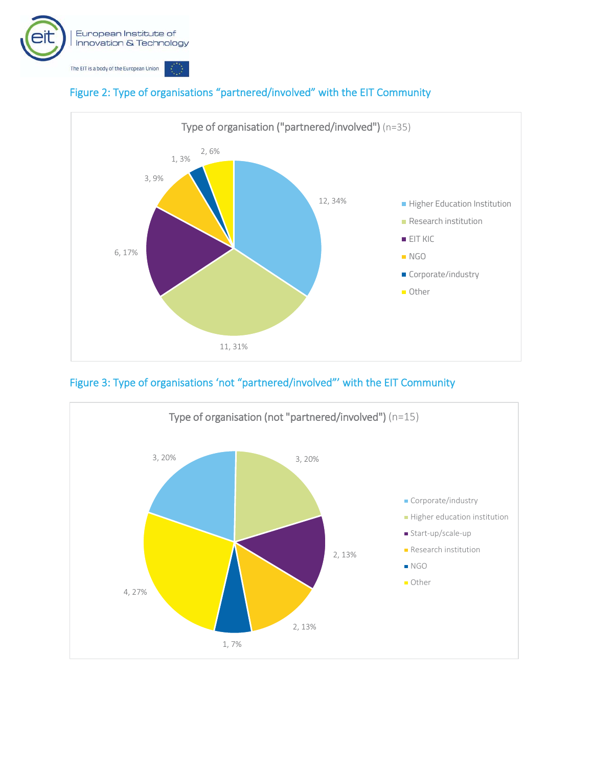### Figure 2: Type of organisations "partnered/involved" with the EIT Community

Type of organisation ("partnered/involved") (n=35)

| Type of organisation | Count | % |
|---|---|---|
| Higher Education Institution | 12 | 34% |
| Research institution | 11 | 31% |
| EIT KIC | 6 | 17% |
| NGO | 3 | 9% |
| Corporate/industry | 1 | 3% |
| Other | 2 | 6% |

### Figure 3: Type of organisations 'not "partnered/involved"' with the EIT Community

Type of organisation (not "partnered/involved") (n=15)

| Type of organisation | Count | % |
|---|---|---|
| Corporate/industry | 3 | 20% |
| Higher education institution | 3 | 20% |
| Start-up/scale-up | 2 | 13% |
| Research institution | 2 | 13% |
| NGO | 1 | 7% |
| Other | 4 | 27% |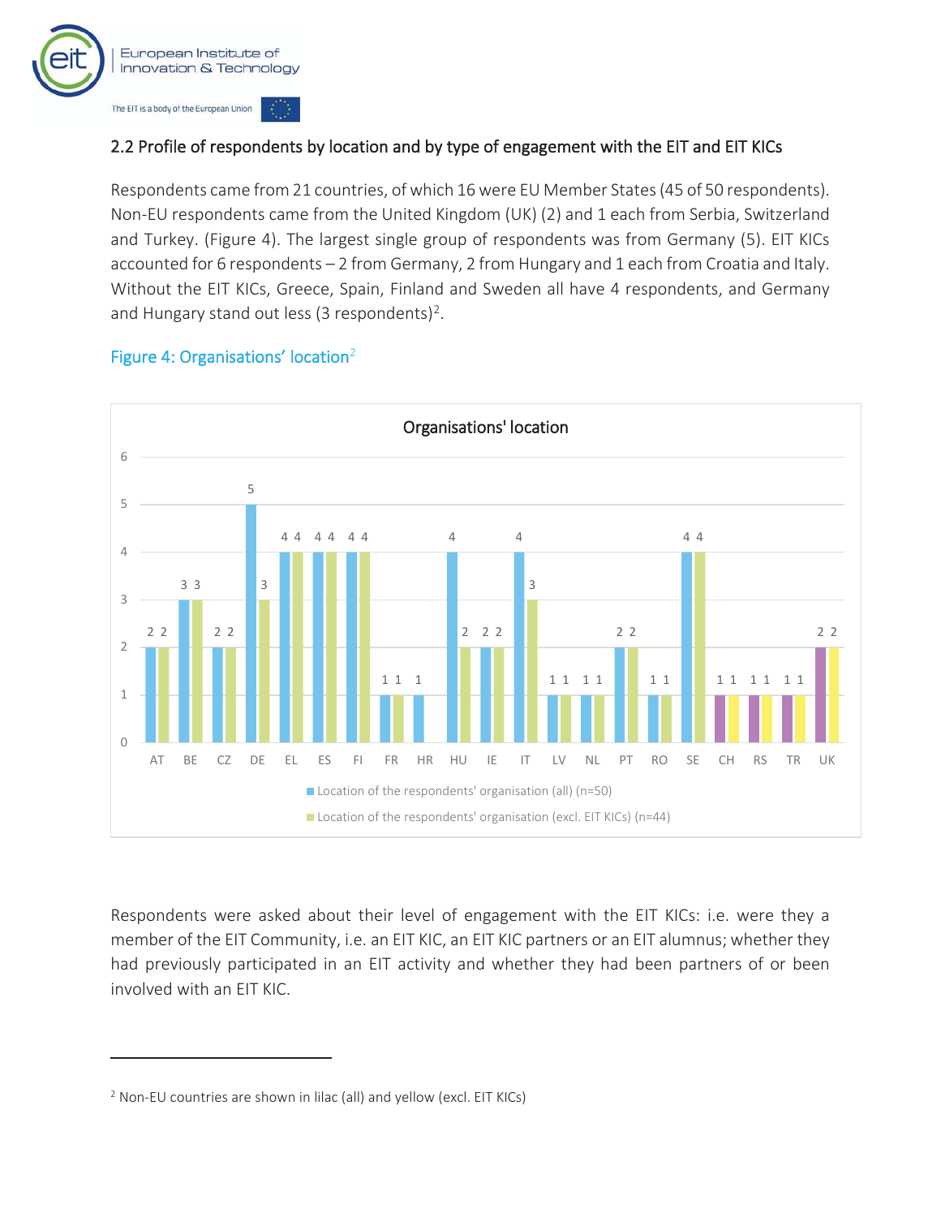## 2.2 Profile of respondents by location and by type of engagement with the EIT and EIT KICs

Respondents came from 21 countries, of which 16 were EU Member States (45 of 50 respondents). Non-EU respondents came from the United Kingdom (UK) (2) and 1 each from Serbia, Switzerland and Turkey. (Figure 4). The largest single group of respondents was from Germany (5). EIT KICs accounted for 6 respondents – 2 from Germany, 2 from Hungary and 1 each from Croatia and Italy. Without the EIT KICs, Greece, Spain, Finland and Sweden all have 4 respondents, and Germany and Hungary stand out less (3 respondents)[2].

Figure 4: Organisations' location[2]

Organisations' location

| Country | Location of the respondents' organisation (all) (n=50) | Location of the respondents' organisation (excl. EIT KICs) (n=44) |
|---|---|---|
| AT | 2 | 2 |
| BE | 3 | 3 |
| CZ | 2 | 2 |
| DE | 5 | 3 |
| EL | 4 | 4 |
| ES | 4 | 4 |
| FI | 4 | 4 |
| FR | 1 | 1 |
| HR | 1 | |
| HU | 4 | 2 |
| IE | 2 | 2 |
| IT | 4 | 3 |
| LV | 1 | 1 |
| NL | 1 | 1 |
| PT | 2 | 2 |
| RO | 1 | 1 |
| SE | 4 | 4 |
| CH | 1 | 1 |
| RS | 1 | 1 |
| TR | 1 | 1 |
| UK | 2 | 2 |

Respondents were asked about their level of engagement with the EIT KICs: i.e. were they a member of the EIT Community, i.e. an EIT KIC, an EIT KIC partners or an EIT alumnus; whether they had previously participated in an EIT activity and whether they had been partners of or been involved with an EIT KIC.

[2] Non-EU countries are shown in lilac (all) and yellow (excl. EIT KICs)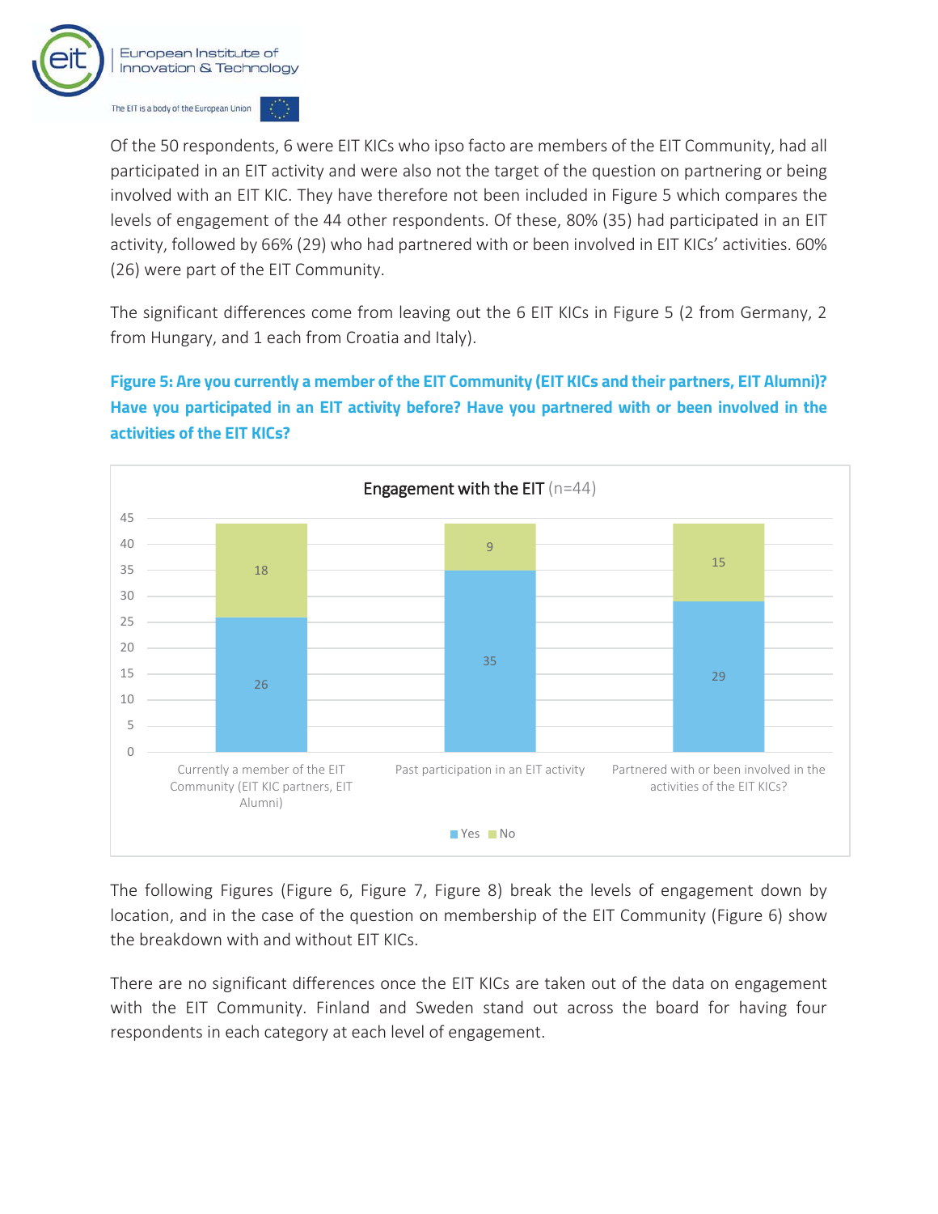Of the 50 respondents, 6 were EIT KICs who ipso facto are members of the EIT Community, had all participated in an EIT activity and were also not the target of the question on partnering or being involved with an EIT KIC. They have therefore not been included in Figure 5 which compares the levels of engagement of the 44 other respondents. Of these, 80% (35) had participated in an EIT activity, followed by 66% (29) who had partnered with or been involved in EIT KICs' activities. 60% (26) were part of the EIT Community.

The significant differences come from leaving out the 6 EIT KICs in Figure 5 (2 from Germany, 2 from Hungary, and 1 each from Croatia and Italy).

**Figure 5: Are you currently a member of the EIT Community (EIT KICs and their partners, EIT Alumni)? Have you participated in an EIT activity before? Have you partnered with or been involved in the activities of the EIT KICs?**

Engagement with the EIT (n=44)

| | Yes | No |
|---|---|---|
| Currently a member of the EIT Community (EIT KIC partners, EIT Alumni) | 26 | 18 |
| Past participation in an EIT activity | 35 | 9 |
| Partnered with or been involved in the activities of the EIT KICs? | 29 | 15 |

The following Figures (Figure 6, Figure 7, Figure 8) break the levels of engagement down by location, and in the case of the question on membership of the EIT Community (Figure 6) show the breakdown with and without EIT KICs.

There are no significant differences once the EIT KICs are taken out of the data on engagement with the EIT Community. Finland and Sweden stand out across the board for having four respondents in each category at each level of engagement.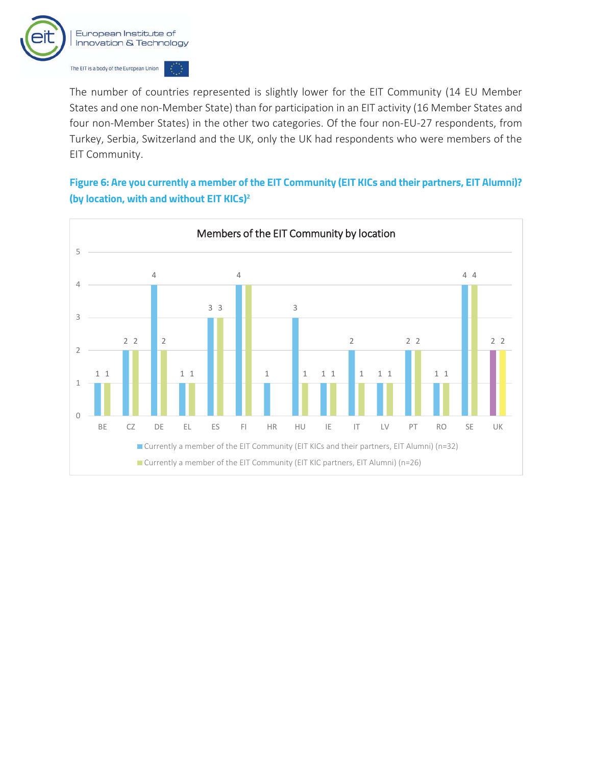The number of countries represented is slightly lower for the EIT Community (14 EU Member States and one non-Member State) than for participation in an EIT activity (16 Member States and four non-Member States) in the other two categories. Of the four non-EU-27 respondents, from Turkey, Serbia, Switzerland and the UK, only the UK had respondents who were members of the EIT Community.

**Figure 6: Are you currently a member of the EIT Community (EIT KICs and their partners, EIT Alumni)? (by location, with and without EIT KICs)[2]**

Members of the EIT Community by location

| Location | Currently a member of the EIT Community (EIT KICs and their partners, EIT Alumni) (n=32) | Currently a member of the EIT Community (EIT KIC partners, EIT Alumni) (n=26) |
|---|---|---|
| BE | 1 | 1 |
| CZ | 2 | 2 |
| DE | 4 | 2 |
| EL | 1 | 1 |
| ES | 3 | 3 |
| FI | 4 | 4 |
| HR | 1 | |
| HU | 3 | 1 |
| IE | 1 | 1 |
| IT | 2 | 1 |
| LV | 1 | 1 |
| PT | 2 | 2 |
| RO | 1 | 1 |
| SE | 4 | 4 |
| UK | 2 | 2 |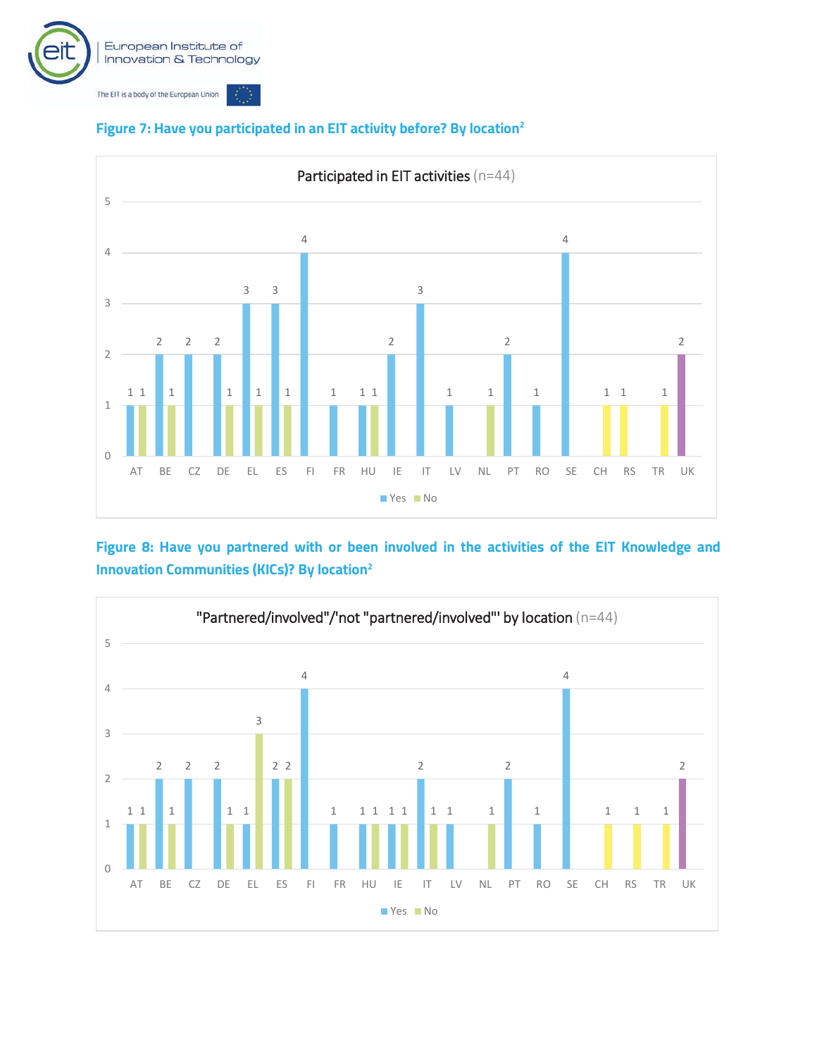**Figure 7: Have you participated in an EIT activity before? By location[2]**

Participated in EIT activities (n=44)

| Location | Yes | No |
|---|---|---|
| AT | 1 | 1 |
| BE | 2 | 1 |
| CZ | 2 | |
| DE | 2 | 1 |
| EL | 3 | 1 |
| ES | 3 | 1 |
| FI | 4 | |
| FR | 1 | |
| HU | 1 | 1 |
| IE | 2 | |
| IT | 3 | |
| LV | 1 | |
| NL | | 1 |
| PT | 2 | |
| RO | 1 | |
| SE | 4 | |
| CH | | 1 |
| RS | | 1 |
| TR | | 1 |
| UK | | 2 |

**Figure 8: Have you partnered with or been involved in the activities of the EIT Knowledge and Innovation Communities (KICs)? By location[2]**

"Partnered/involved"/'not "partnered/involved"' by location (n=44)

| Location | Yes | No |
|---|---|---|
| AT | 1 | 1 |
| BE | 2 | 1 |
| CZ | 2 | |
| DE | 2 | 1 |
| EL | 1 | 3 |
| ES | 2 | 2 |
| FI | 4 | |
| FR | 1 | |
| HU | 1 | 1 |
| IE | 1 | 1 |
| IT | 2 | 1 |
| LV | 1 | |
| NL | | 1 |
| PT | 2 | |
| RO | 1 | |
| SE | 4 | |
| CH | | 1 |
| RS | | 1 |
| TR | | 1 |
| UK | | 2 |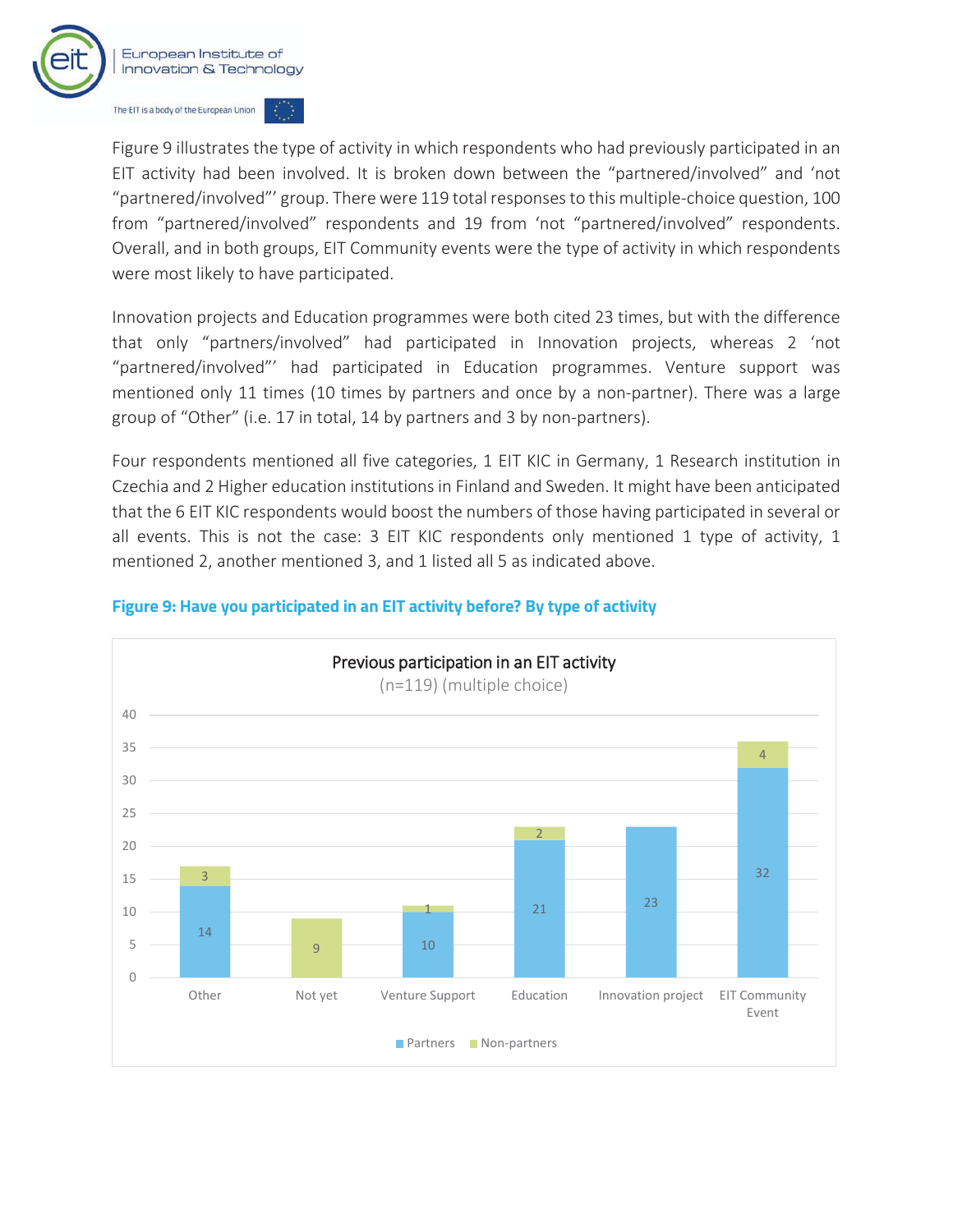Figure 9 illustrates the type of activity in which respondents who had previously participated in an EIT activity had been involved. It is broken down between the "partnered/involved" and 'not "partnered/involved"' group. There were 119 total responses to this multiple-choice question, 100 from "partnered/involved" respondents and 19 from 'not "partnered/involved" respondents. Overall, and in both groups, EIT Community events were the type of activity in which respondents were most likely to have participated.

Innovation projects and Education programmes were both cited 23 times, but with the difference that only "partners/involved" had participated in Innovation projects, whereas 2 'not "partnered/involved"' had participated in Education programmes. Venture support was mentioned only 11 times (10 times by partners and once by a non-partner). There was a large group of "Other" (i.e. 17 in total, 14 by partners and 3 by non-partners).

Four respondents mentioned all five categories, 1 EIT KIC in Germany, 1 Research institution in Czechia and 2 Higher education institutions in Finland and Sweden. It might have been anticipated that the 6 EIT KIC respondents would boost the numbers of those having participated in several or all events. This is not the case: 3 EIT KIC respondents only mentioned 1 type of activity, 1 mentioned 2, another mentioned 3, and 1 listed all 5 as indicated above.

**Figure 9: Have you participated in an EIT activity before? By type of activity**

Previous participation in an EIT activity (n=119) (multiple choice)

| Activity | Partners | Non-partners |
|---|---|---|
| Other | 14 | 3 |
| Not yet | | 9 |
| Venture Support | 10 | 1 |
| Education | 21 | 2 |
| Innovation project | 23 | |
| EIT Community Event | 32 | 4 |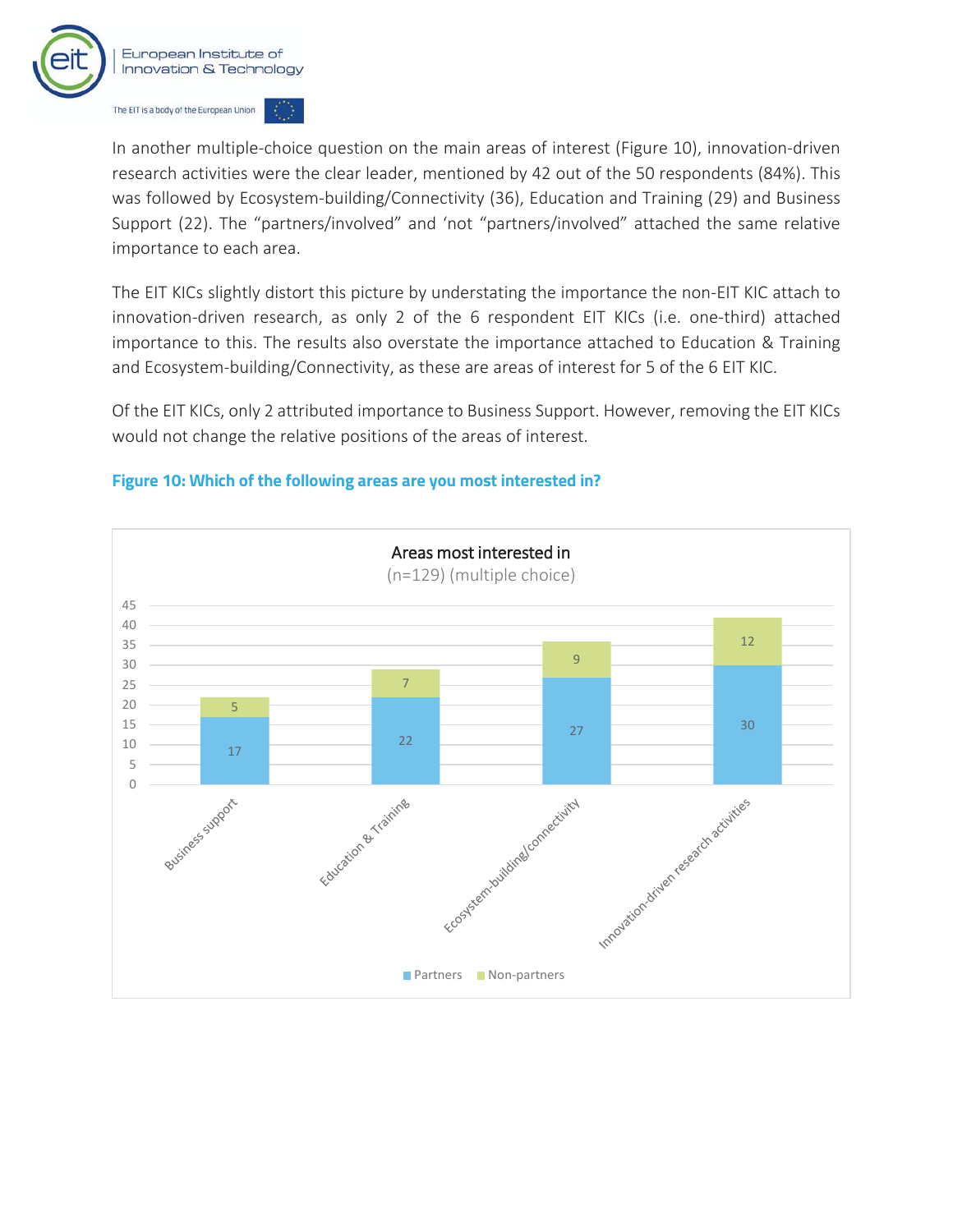In another multiple-choice question on the main areas of interest (Figure 10), innovation-driven research activities were the clear leader, mentioned by 42 out of the 50 respondents (84%). This was followed by Ecosystem-building/Connectivity (36), Education and Training (29) and Business Support (22). The “partners/involved” and ‘not “partners/involved” attached the same relative importance to each area.

The EIT KICs slightly distort this picture by understating the importance the non-EIT KIC attach to innovation-driven research, as only 2 of the 6 respondent EIT KICs (i.e. one-third) attached importance to this. The results also overstate the importance attached to Education & Training and Ecosystem-building/Connectivity, as these are areas of interest for 5 of the 6 EIT KIC.

Of the EIT KICs, only 2 attributed importance to Business Support. However, removing the EIT KICs would not change the relative positions of the areas of interest.

**Figure 10: Which of the following areas are you most interested in?**

Areas most interested in
(n=129) (multiple choice)

| Area | Partners | Non-partners |
|---|---|---|
| Business support | 17 | 5 |
| Education & Training | 22 | 7 |
| Ecosystem-building/connectivity | 27 | 9 |
| Innovation-driven research activities | 30 | 12 |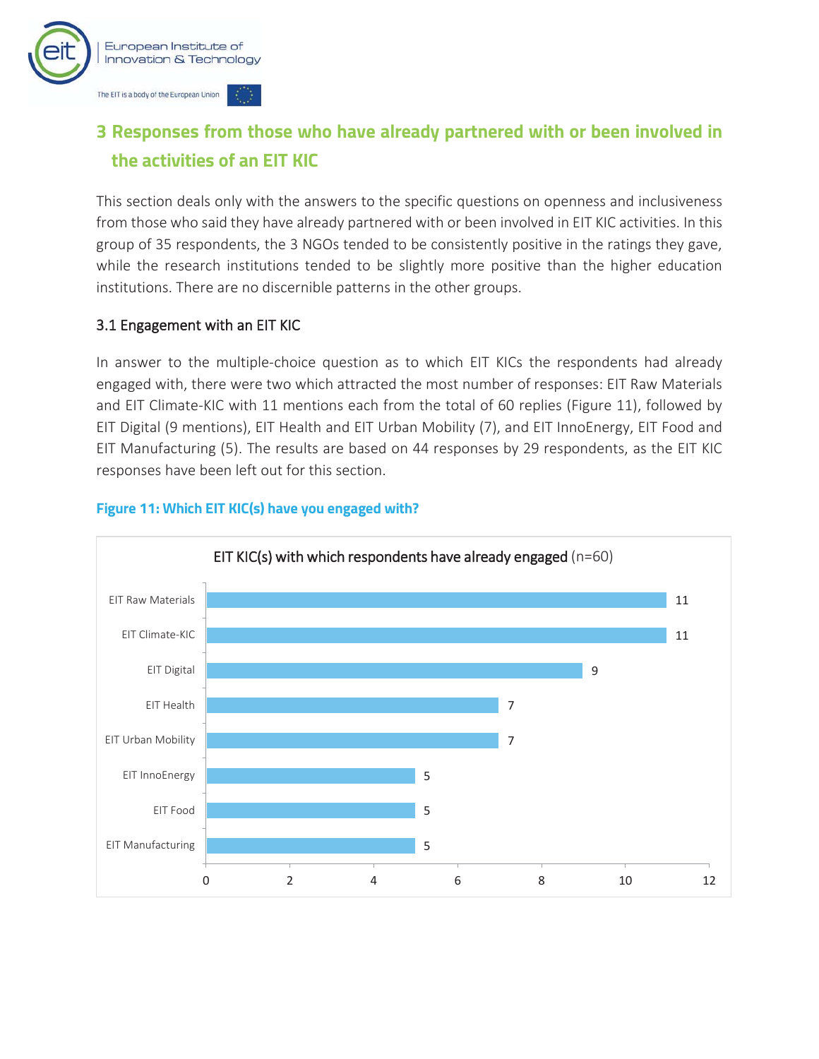# 3 Responses from those who have already partnered with or been involved in the activities of an EIT KIC

This section deals only with the answers to the specific questions on openness and inclusiveness from those who said they have already partnered with or been involved in EIT KIC activities. In this group of 35 respondents, the 3 NGOs tended to be consistently positive in the ratings they gave, while the research institutions tended to be slightly more positive than the higher education institutions. There are no discernible patterns in the other groups.

## 3.1 Engagement with an EIT KIC

In answer to the multiple-choice question as to which EIT KICs the respondents had already engaged with, there were two which attracted the most number of responses: EIT Raw Materials and EIT Climate-KIC with 11 mentions each from the total of 60 replies (Figure 11), followed by EIT Digital (9 mentions), EIT Health and EIT Urban Mobility (7), and EIT InnoEnergy, EIT Food and EIT Manufacturing (5). The results are based on 44 responses by 29 respondents, as the EIT KIC responses have been left out for this section.

**Figure 11: Which EIT KIC(s) have you engaged with?**

EIT KIC(s) with which respondents have already engaged (n=60)

| EIT KIC | Mentions |
|---|---|
| EIT Raw Materials | 11 |
| EIT Climate-KIC | 11 |
| EIT Digital | 9 |
| EIT Health | 7 |
| EIT Urban Mobility | 7 |
| EIT InnoEnergy | 5 |
| EIT Food | 5 |
| EIT Manufacturing | 5 |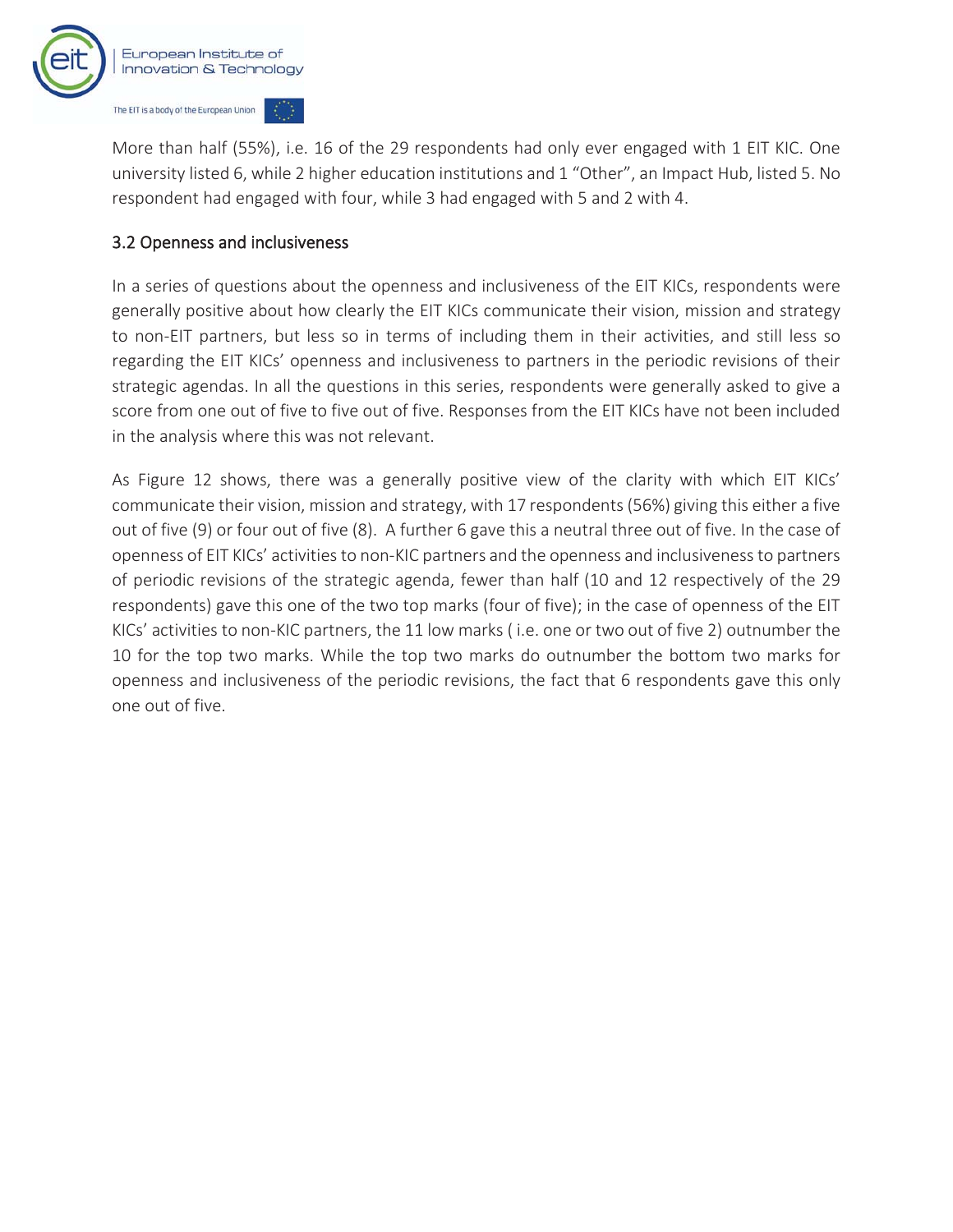More than half (55%), i.e. 16 of the 29 respondents had only ever engaged with 1 EIT KIC. One university listed 6, while 2 higher education institutions and 1 "Other", an Impact Hub, listed 5. No respondent had engaged with four, while 3 had engaged with 5 and 2 with 4.

## 3.2 Openness and inclusiveness

In a series of questions about the openness and inclusiveness of the EIT KICs, respondents were generally positive about how clearly the EIT KICs communicate their vision, mission and strategy to non-EIT partners, but less so in terms of including them in their activities, and still less so regarding the EIT KICs' openness and inclusiveness to partners in the periodic revisions of their strategic agendas. In all the questions in this series, respondents were generally asked to give a score from one out of five to five out of five. Responses from the EIT KICs have not been included in the analysis where this was not relevant.

As Figure 12 shows, there was a generally positive view of the clarity with which EIT KICs' communicate their vision, mission and strategy, with 17 respondents (56%) giving this either a five out of five (9) or four out of five (8). A further 6 gave this a neutral three out of five. In the case of openness of EIT KICs' activities to non-KIC partners and the openness and inclusiveness to partners of periodic revisions of the strategic agenda, fewer than half (10 and 12 respectively of the 29 respondents) gave this one of the two top marks (four of five); in the case of openness of the EIT KICs' activities to non-KIC partners, the 11 low marks ( i.e. one or two out of five 2) outnumber the 10 for the top two marks. While the top two marks do outnumber the bottom two marks for openness and inclusiveness of the periodic revisions, the fact that 6 respondents gave this only one out of five.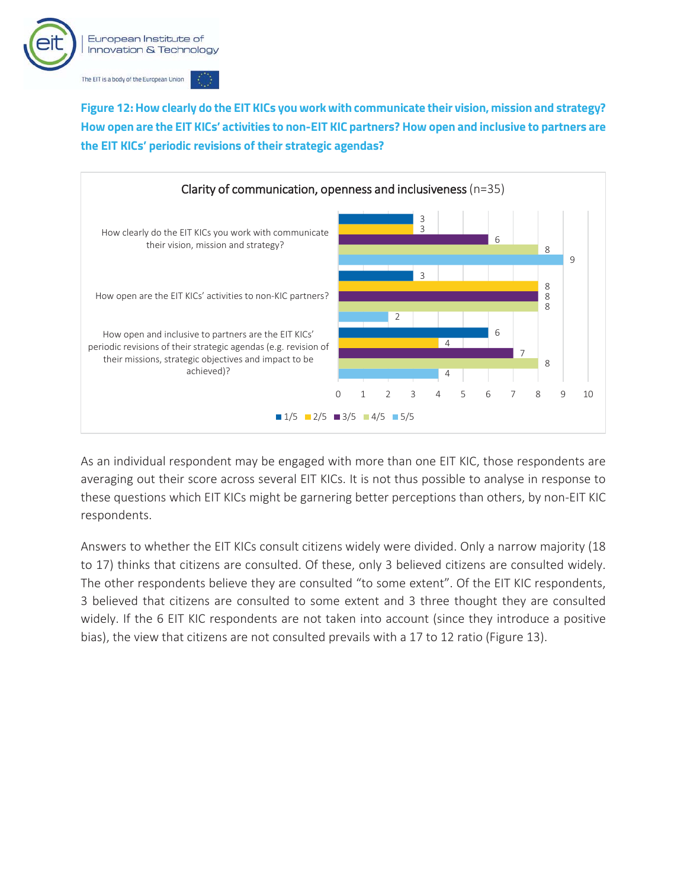**Figure 12: How clearly do the EIT KICs you work with communicate their vision, mission and strategy? How open are the EIT KICs' activities to non-EIT KIC partners? How open and inclusive to partners are the EIT KICs' periodic revisions of their strategic agendas?**

Clarity of communication, openness and inclusiveness (n=35)

| Question | 1/5 | 2/5 | 3/5 | 4/5 | 5/5 |
|---|---|---|---|---|---|
| How clearly do the EIT KICs you work with communicate their vision, mission and strategy? | 3 | 3 | 6 | 8 | 9 |
| How open are the EIT KICs' activities to non-KIC partners? | 3 | 8 | 8 | 8 | 2 |
| How open and inclusive to partners are the EIT KICs' periodic revisions of their strategic agendas (e.g. revision of their missions, strategic objectives and impact to be achieved)? | 6 | 4 | 7 | 8 | 4 |

As an individual respondent may be engaged with more than one EIT KIC, those respondents are averaging out their score across several EIT KICs. It is not thus possible to analyse in response to these questions which EIT KICs might be garnering better perceptions than others, by non-EIT KIC respondents.

Answers to whether the EIT KICs consult citizens widely were divided. Only a narrow majority (18 to 17) thinks that citizens are consulted. Of these, only 3 believed citizens are consulted widely. The other respondents believe they are consulted "to some extent". Of the EIT KIC respondents, 3 believed that citizens are consulted to some extent and 3 three thought they are consulted widely. If the 6 EIT KIC respondents are not taken into account (since they introduce a positive bias), the view that citizens are not consulted prevails with a 17 to 12 ratio (Figure 13).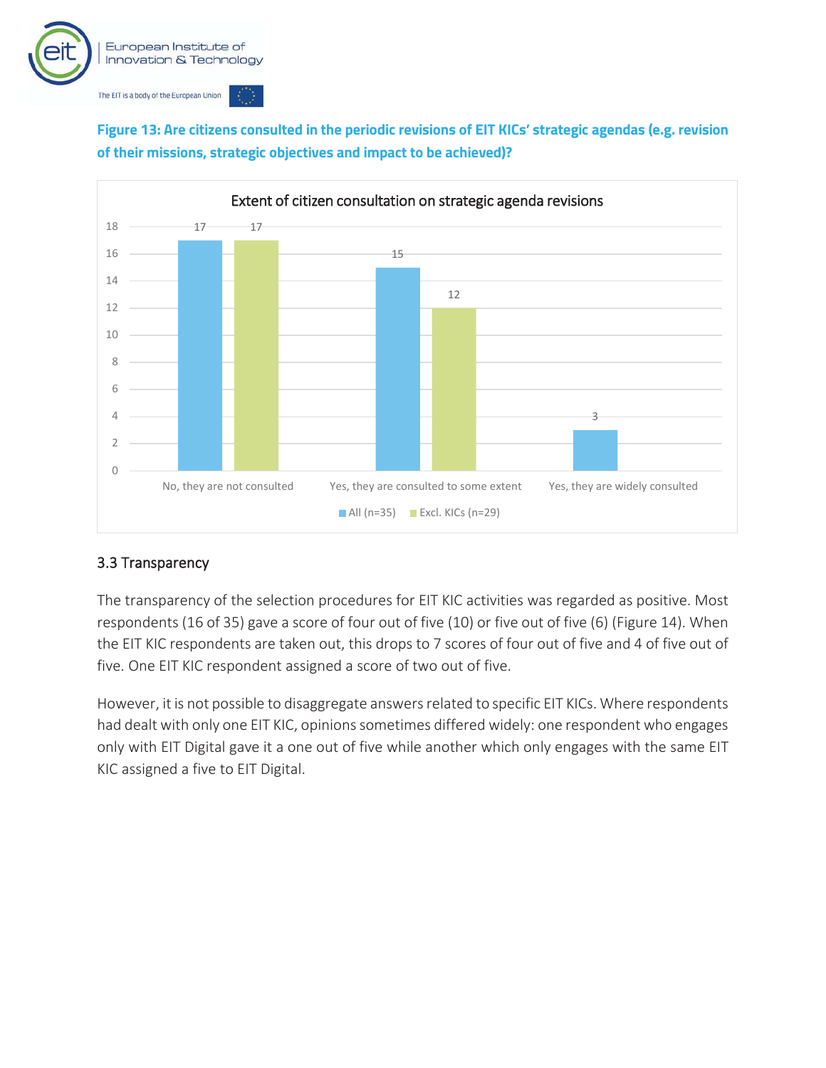**Figure 13: Are citizens consulted in the periodic revisions of EIT KICs' strategic agendas (e.g. revision of their missions, strategic objectives and impact to be achieved)?**

Extent of citizen consultation on strategic agenda revisions

| | All (n=35) | Excl. KICs (n=29) |
|---|---|---|
| No, they are not consulted | 17 | 17 |
| Yes, they are consulted to some extent | 15 | 12 |
| Yes, they are widely consulted | 3 | |

### 3.3 Transparency

The transparency of the selection procedures for EIT KIC activities was regarded as positive. Most respondents (16 of 35) gave a score of four out of five (10) or five out of five (6) (Figure 14). When the EIT KIC respondents are taken out, this drops to 7 scores of four out of five and 4 of five out of five. One EIT KIC respondent assigned a score of two out of five.

However, it is not possible to disaggregate answers related to specific EIT KICs. Where respondents had dealt with only one EIT KIC, opinions sometimes differed widely: one respondent who engages only with EIT Digital gave it a one out of five while another which only engages with the same EIT KIC assigned a five to EIT Digital.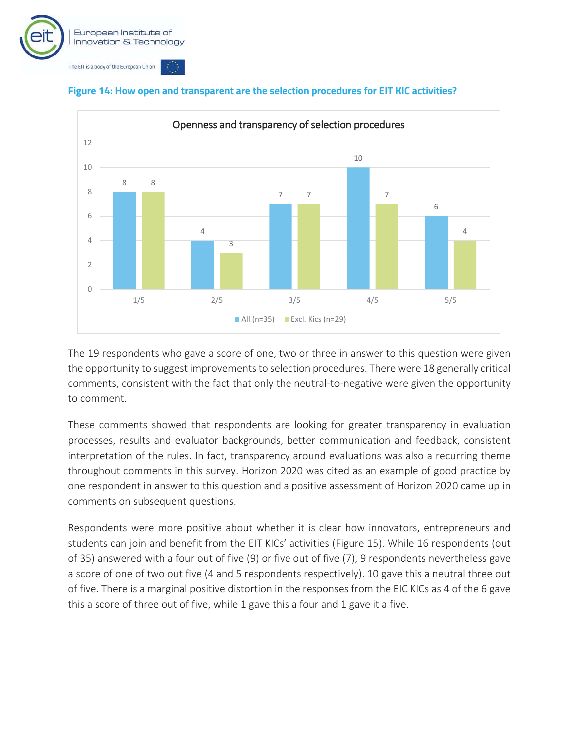**Figure 14: How open and transparent are the selection procedures for EIT KIC activities?**

| Openness and transparency of selection procedures | All (n=35) | Excl. Kics (n=29) |
|---|---|---|
| 1/5 | 8 | 8 |
| 2/5 | 4 | 3 |
| 3/5 | 7 | 7 |
| 4/5 | 10 | 7 |
| 5/5 | 6 | 4 |

The 19 respondents who gave a score of one, two or three in answer to this question were given the opportunity to suggest improvements to selection procedures. There were 18 generally critical comments, consistent with the fact that only the neutral-to-negative were given the opportunity to comment.

These comments showed that respondents are looking for greater transparency in evaluation processes, results and evaluator backgrounds, better communication and feedback, consistent interpretation of the rules. In fact, transparency around evaluations was also a recurring theme throughout comments in this survey. Horizon 2020 was cited as an example of good practice by one respondent in answer to this question and a positive assessment of Horizon 2020 came up in comments on subsequent questions.

Respondents were more positive about whether it is clear how innovators, entrepreneurs and students can join and benefit from the EIT KICs' activities (Figure 15). While 16 respondents (out of 35) answered with a four out of five (9) or five out of five (7), 9 respondents nevertheless gave a score of one of two out five (4 and 5 respondents respectively). 10 gave this a neutral three out of five. There is a marginal positive distortion in the responses from the EIC KICs as 4 of the 6 gave this a score of three out of five, while 1 gave this a four and 1 gave it a five.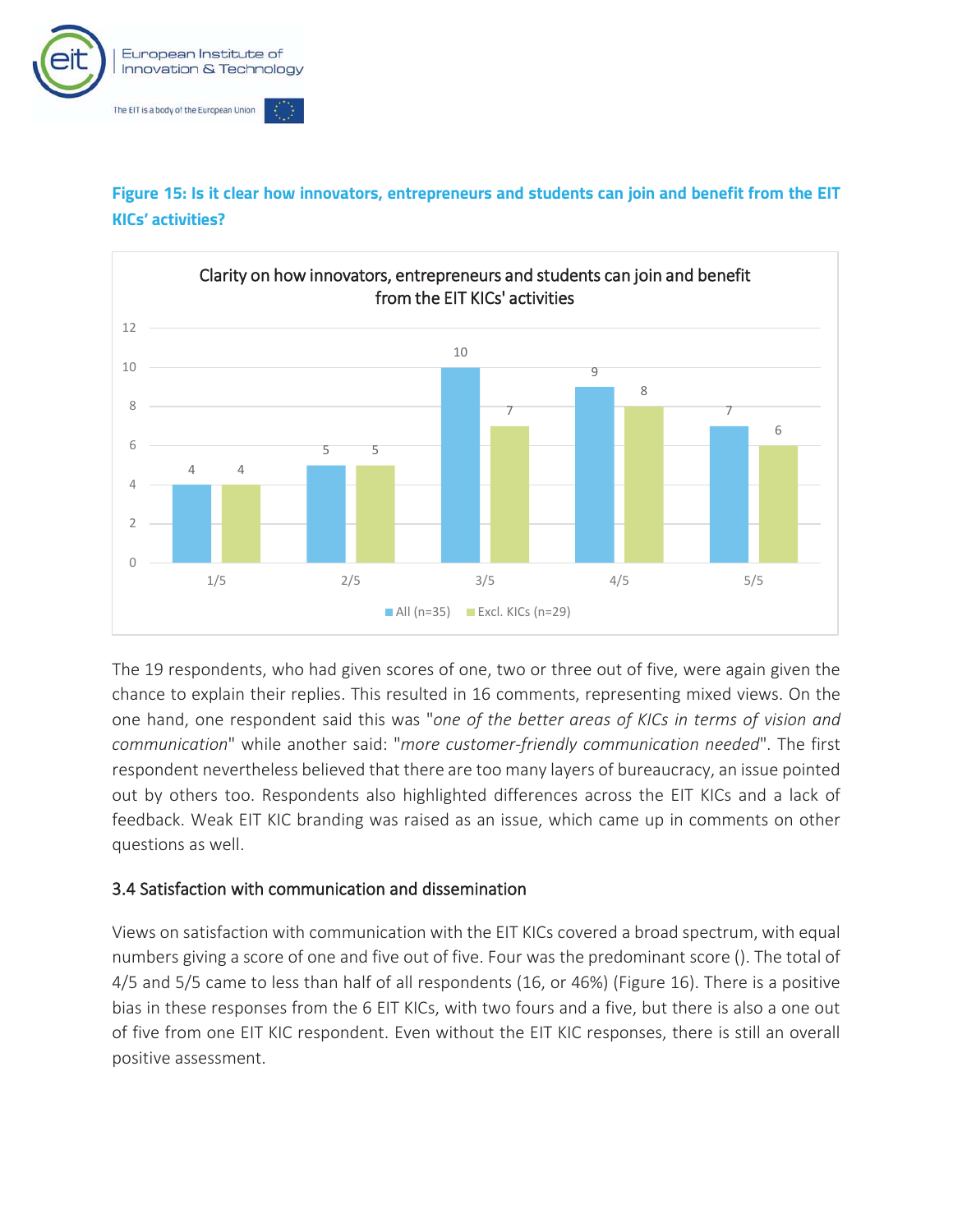**Figure 15: Is it clear how innovators, entrepreneurs and students can join and benefit from the EIT KICs' activities?**

Clarity on how innovators, entrepreneurs and students can join and benefit from the EIT KICs' activities

| Score | All (n=35) | Excl. KICs (n=29) |
|---|---|---|
| 1/5 | 4 | 4 |
| 2/5 | 5 | 5 |
| 3/5 | 10 | 7 |
| 4/5 | 9 | 8 |
| 5/5 | 7 | 6 |

The 19 respondents, who had given scores of one, two or three out of five, were again given the chance to explain their replies. This resulted in 16 comments, representing mixed views. On the one hand, one respondent said this was "*one of the better areas of KICs in terms of vision and communication*" while another said: "*more customer-friendly communication needed*". The first respondent nevertheless believed that there are too many layers of bureaucracy, an issue pointed out by others too. Respondents also highlighted differences across the EIT KICs and a lack of feedback. Weak EIT KIC branding was raised as an issue, which came up in comments on other questions as well.

### 3.4 Satisfaction with communication and dissemination

Views on satisfaction with communication with the EIT KICs covered a broad spectrum, with equal numbers giving a score of one and five out of five. Four was the predominant score (). The total of 4/5 and 5/5 came to less than half of all respondents (16, or 46%) (Figure 16). There is a positive bias in these responses from the 6 EIT KICs, with two fours and a five, but there is also a one out of five from one EIT KIC respondent. Even without the EIT KIC responses, there is still an overall positive assessment.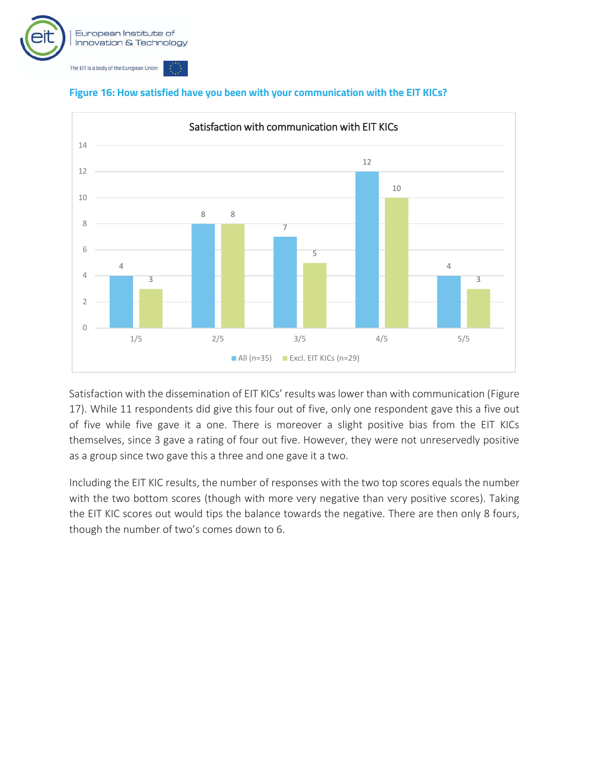**Figure 16: How satisfied have you been with your communication with the EIT KICs?**

Satisfaction with communication with EIT KICs

| | 1/5 | 2/5 | 3/5 | 4/5 | 5/5 |
|---|---|---|---|---|---|
| All (n=35) | 4 | 8 | 7 | 12 | 4 |
| Excl. EIT KICs (n=29) | 3 | 8 | 5 | 10 | 3 |

Satisfaction with the dissemination of EIT KICs' results was lower than with communication (Figure 17). While 11 respondents did give this four out of five, only one respondent gave this a five out of five while five gave it a one. There is moreover a slight positive bias from the EIT KICs themselves, since 3 gave a rating of four out five. However, they were not unreservedly positive as a group since two gave this a three and one gave it a two.

Including the EIT KIC results, the number of responses with the two top scores equals the number with the two bottom scores (though with more very negative than very positive scores). Taking the EIT KIC scores out would tips the balance towards the negative. There are then only 8 fours, though the number of two's comes down to 6.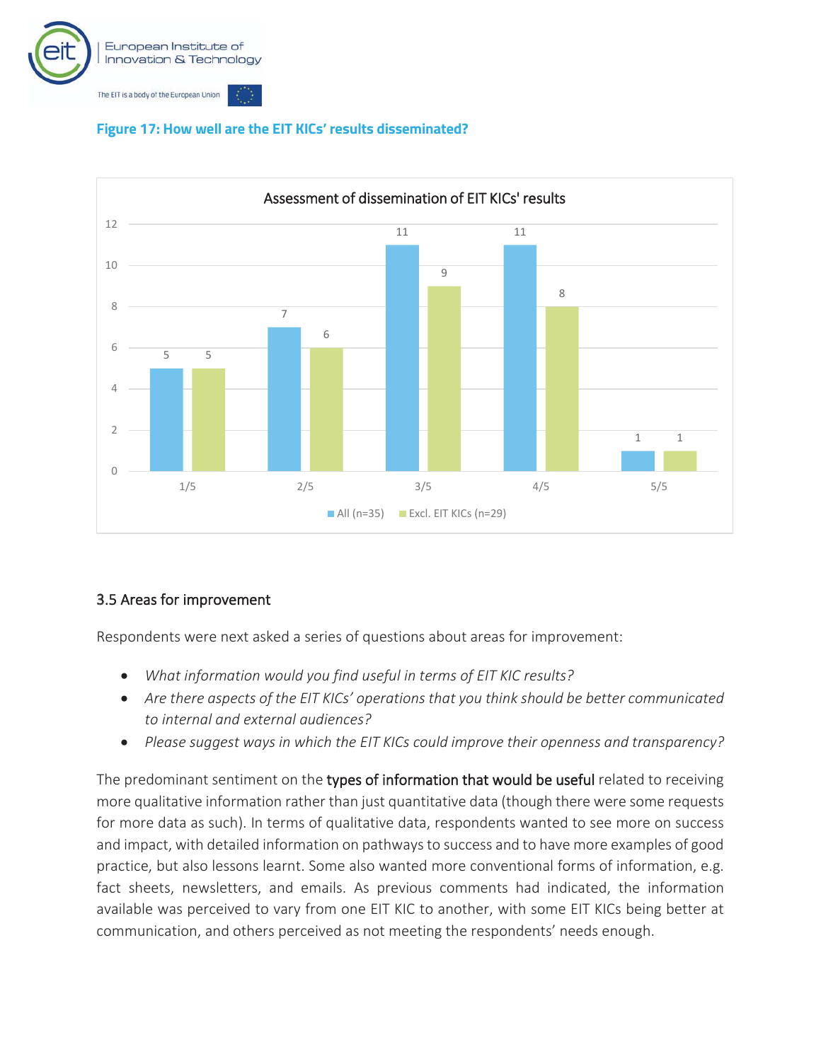**Figure 17: How well are the EIT KICs' results disseminated?**

Assessment of dissemination of EIT KICs' results

| | All (n=35) | Excl. EIT KICs (n=29) |
|---|---|---|
| 1/5 | 5 | 5 |
| 2/5 | 7 | 6 |
| 3/5 | 11 | 9 |
| 4/5 | 11 | 8 |
| 5/5 | 1 | 1 |

## 3.5 Areas for improvement

Respondents were next asked a series of questions about areas for improvement:

- *What information would you find useful in terms of EIT KIC results?*
- *Are there aspects of the EIT KICs' operations that you think should be better communicated to internal and external audiences?*
- *Please suggest ways in which the EIT KICs could improve their openness and transparency?*

The predominant sentiment on the types of information that would be useful related to receiving more qualitative information rather than just quantitative data (though there were some requests for more data as such). In terms of qualitative data, respondents wanted to see more on success and impact, with detailed information on pathways to success and to have more examples of good practice, but also lessons learnt. Some also wanted more conventional forms of information, e.g. fact sheets, newsletters, and emails. As previous comments had indicated, the information available was perceived to vary from one EIT KIC to another, with some EIT KICs being better at communication, and others perceived as not meeting the respondents' needs enough.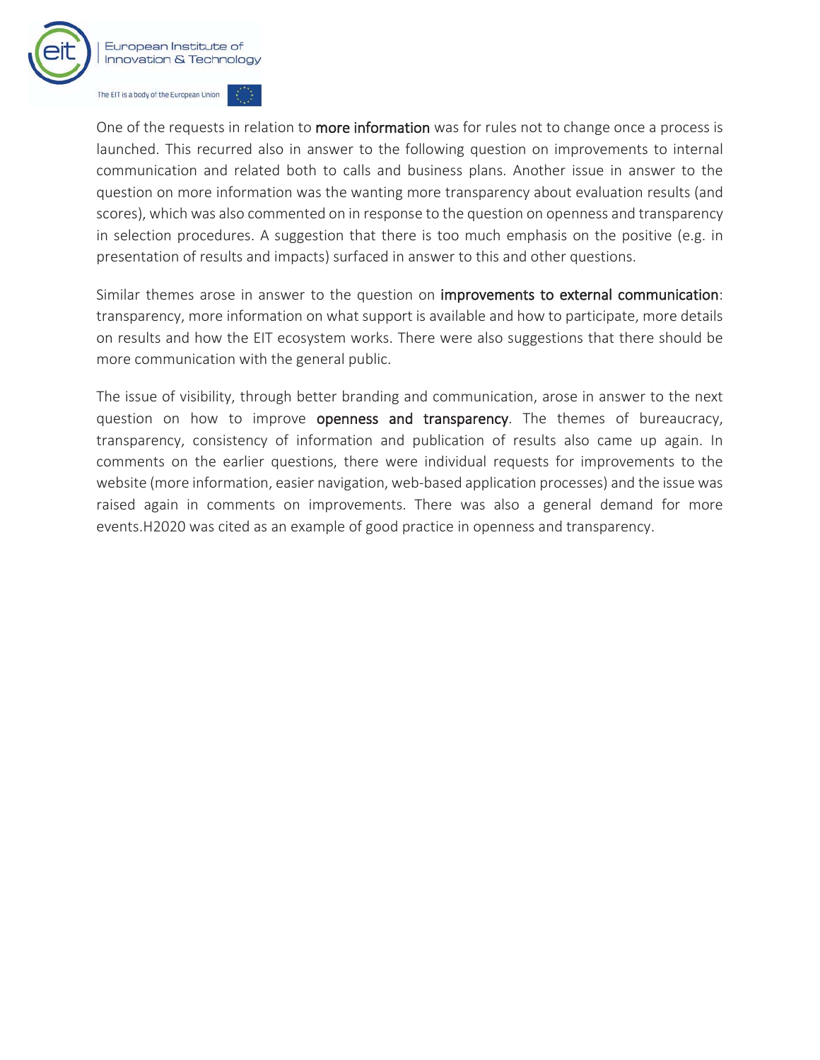One of the requests in relation to **more information** was for rules not to change once a process is launched. This recurred also in answer to the following question on improvements to internal communication and related both to calls and business plans. Another issue in answer to the question on more information was the wanting more transparency about evaluation results (and scores), which was also commented on in response to the question on openness and transparency in selection procedures. A suggestion that there is too much emphasis on the positive (e.g. in presentation of results and impacts) surfaced in answer to this and other questions.

Similar themes arose in answer to the question on **improvements to external communication**: transparency, more information on what support is available and how to participate, more details on results and how the EIT ecosystem works. There were also suggestions that there should be more communication with the general public.

The issue of visibility, through better branding and communication, arose in answer to the next question on how to improve **openness and transparency**. The themes of bureaucracy, transparency, consistency of information and publication of results also came up again. In comments on the earlier questions, there were individual requests for improvements to the website (more information, easier navigation, web-based application processes) and the issue was raised again in comments on improvements. There was also a general demand for more events.H2020 was cited as an example of good practice in openness and transparency.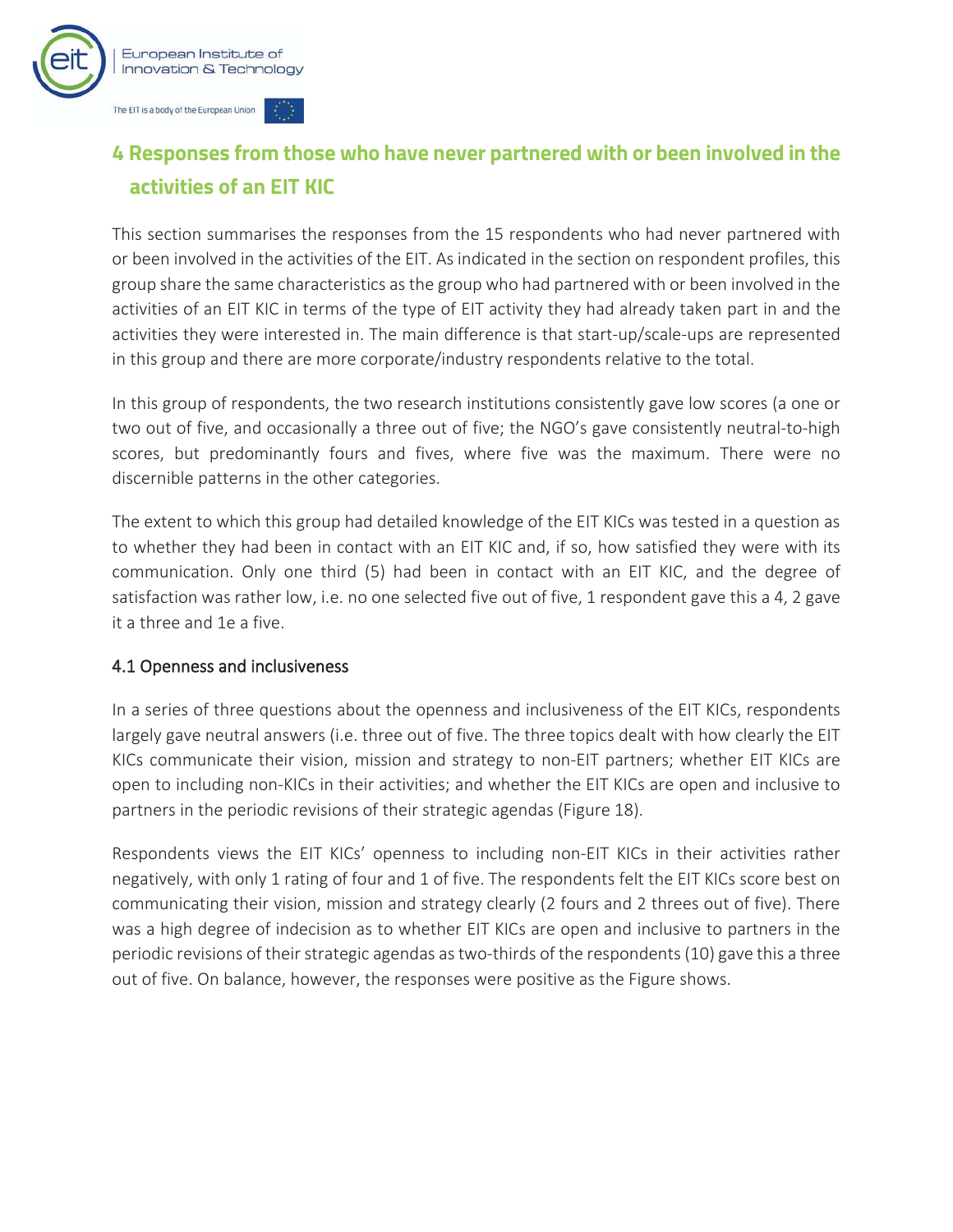# 4 Responses from those who have never partnered with or been involved in the activities of an EIT KIC

This section summarises the responses from the 15 respondents who had never partnered with or been involved in the activities of the EIT. As indicated in the section on respondent profiles, this group share the same characteristics as the group who had partnered with or been involved in the activities of an EIT KIC in terms of the type of EIT activity they had already taken part in and the activities they were interested in. The main difference is that start-up/scale-ups are represented in this group and there are more corporate/industry respondents relative to the total.

In this group of respondents, the two research institutions consistently gave low scores (a one or two out of five, and occasionally a three out of five; the NGO's gave consistently neutral-to-high scores, but predominantly fours and fives, where five was the maximum. There were no discernible patterns in the other categories.

The extent to which this group had detailed knowledge of the EIT KICs was tested in a question as to whether they had been in contact with an EIT KIC and, if so, how satisfied they were with its communication. Only one third (5) had been in contact with an EIT KIC, and the degree of satisfaction was rather low, i.e. no one selected five out of five, 1 respondent gave this a 4, 2 gave it a three and 1e a five.

## 4.1 Openness and inclusiveness

In a series of three questions about the openness and inclusiveness of the EIT KICs, respondents largely gave neutral answers (i.e. three out of five. The three topics dealt with how clearly the EIT KICs communicate their vision, mission and strategy to non-EIT partners; whether EIT KICs are open to including non-KICs in their activities; and whether the EIT KICs are open and inclusive to partners in the periodic revisions of their strategic agendas (Figure 18).

Respondents views the EIT KICs' openness to including non-EIT KICs in their activities rather negatively, with only 1 rating of four and 1 of five. The respondents felt the EIT KICs score best on communicating their vision, mission and strategy clearly (2 fours and 2 threes out of five). There was a high degree of indecision as to whether EIT KICs are open and inclusive to partners in the periodic revisions of their strategic agendas as two-thirds of the respondents (10) gave this a three out of five. On balance, however, the responses were positive as the Figure shows.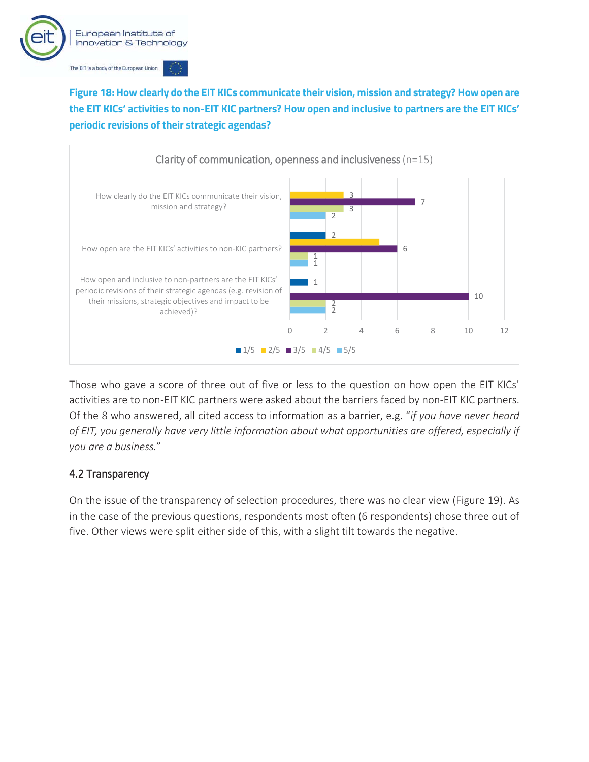**Figure 18: How clearly do the EIT KICs communicate their vision, mission and strategy? How open are the EIT KICs' activities to non-EIT KIC partners? How open and inclusive to partners are the EIT KICs' periodic revisions of their strategic agendas?**

Clarity of communication, openness and inclusiveness (n=15)

| Question | 1/5 | 2/5 | 3/5 | 4/5 | 5/5 |
|---|---|---|---|---|---|
| How clearly do the EIT KICs communicate their vision, mission and strategy? | | 3 | 7 | 3 | 2 |
| How open are the EIT KICs' activities to non-KIC partners? | 2 | 5 | 6 | 1 | 1 |
| How open and inclusive to non-partners are the EIT KICs' periodic revisions of their strategic agendas (e.g. revision of their missions, strategic objectives and impact to be achieved)? | 1 | | 10 | 2 | 2 |

Those who gave a score of three out of five or less to the question on how open the EIT KICs' activities are to non-EIT KIC partners were asked about the barriers faced by non-EIT KIC partners. Of the 8 who answered, all cited access to information as a barrier, e.g. "*if you have never heard of EIT, you generally have very little information about what opportunities are offered, especially if you are a business.*"

## 4.2 Transparency

On the issue of the transparency of selection procedures, there was no clear view (Figure 19). As in the case of the previous questions, respondents most often (6 respondents) chose three out of five. Other views were split either side of this, with a slight tilt towards the negative.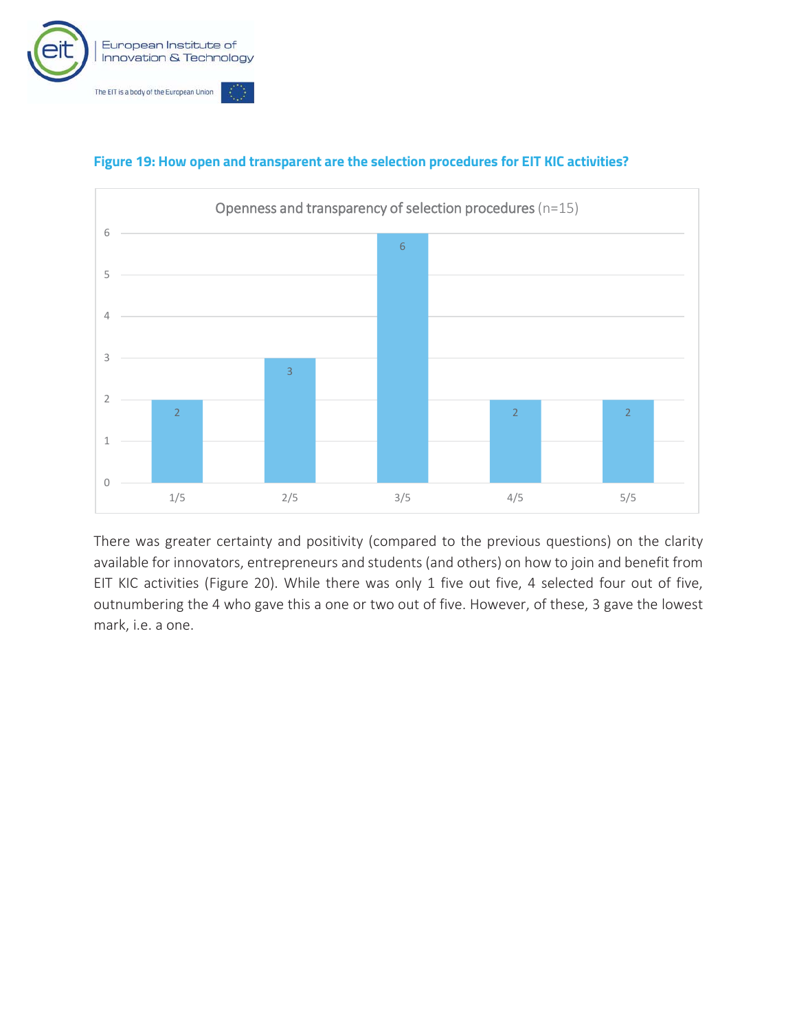**Figure 19: How open and transparent are the selection procedures for EIT KIC activities?**

Openness and transparency of selection procedures (n=15)

| Rating | Count |
|---|---|
| 1/5 | 2 |
| 2/5 | 3 |
| 3/5 | 6 |
| 4/5 | 2 |
| 5/5 | 2 |

There was greater certainty and positivity (compared to the previous questions) on the clarity available for innovators, entrepreneurs and students (and others) on how to join and benefit from EIT KIC activities (Figure 20). While there was only 1 five out five, 4 selected four out of five, outnumbering the 4 who gave this a one or two out of five. However, of these, 3 gave the lowest mark, i.e. a one.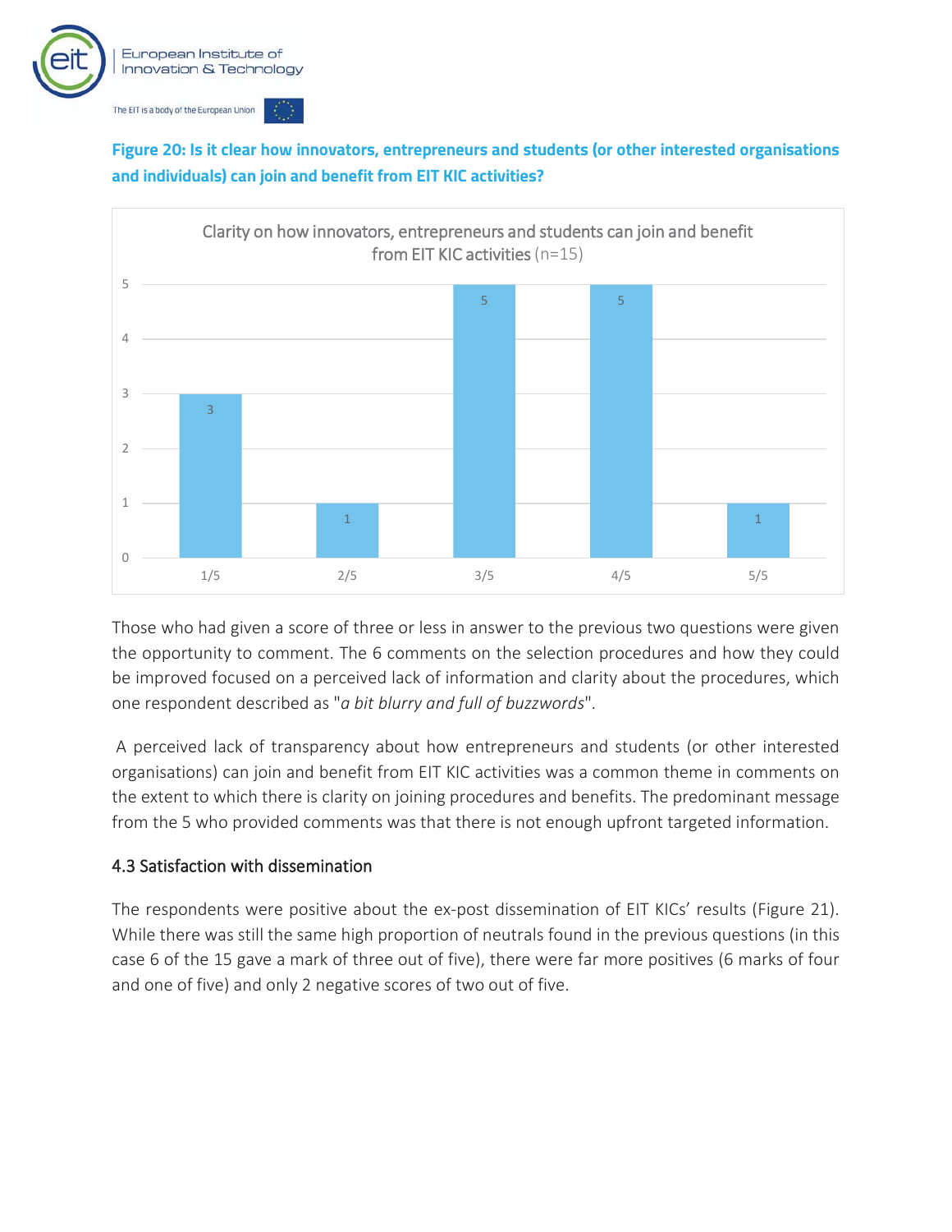**Figure 20: Is it clear how innovators, entrepreneurs and students (or other interested organisations and individuals) can join and benefit from EIT KIC activities?**

Clarity on how innovators, entrepreneurs and students can join and benefit from EIT KIC activities (n=15)

| Score | Count |
|---|---|
| 1/5 | 3 |
| 2/5 | 1 |
| 3/5 | 5 |
| 4/5 | 5 |
| 5/5 | 1 |

Those who had given a score of three or less in answer to the previous two questions were given the opportunity to comment. The 6 comments on the selection procedures and how they could be improved focused on a perceived lack of information and clarity about the procedures, which one respondent described as "*a bit blurry and full of buzzwords*".

A perceived lack of transparency about how entrepreneurs and students (or other interested organisations) can join and benefit from EIT KIC activities was a common theme in comments on the extent to which there is clarity on joining procedures and benefits. The predominant message from the 5 who provided comments was that there is not enough upfront targeted information.

### 4.3 Satisfaction with dissemination

The respondents were positive about the ex-post dissemination of EIT KICs' results (Figure 21). While there was still the same high proportion of neutrals found in the previous questions (in this case 6 of the 15 gave a mark of three out of five), there were far more positives (6 marks of four and one of five) and only 2 negative scores of two out of five.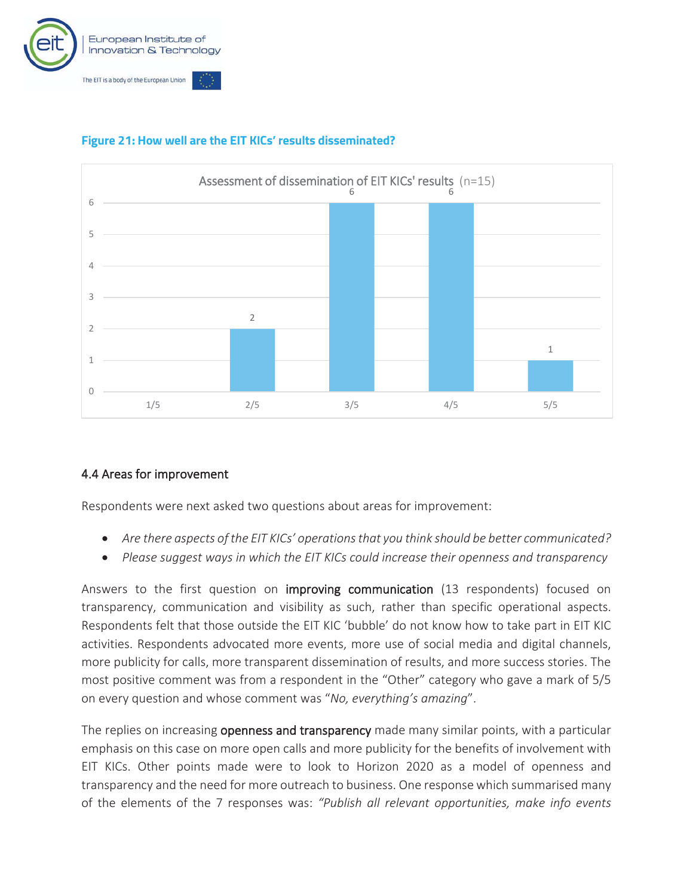**Figure 21: How well are the EIT KICs' results disseminated?**

Assessment of dissemination of EIT KICs' results (n=15)

| Rating | Count |
| --- | --- |
| 1/5 | 0 |
| 2/5 | 2 |
| 3/5 | 6 |
| 4/5 | 6 |
| 5/5 | 1 |

## 4.4 Areas for improvement

Respondents were next asked two questions about areas for improvement:

- *Are there aspects of the EIT KICs' operations that you think should be better communicated?*
- *Please suggest ways in which the EIT KICs could increase their openness and transparency*

Answers to the first question on **improving communication** (13 respondents) focused on transparency, communication and visibility as such, rather than specific operational aspects. Respondents felt that those outside the EIT KIC 'bubble' do not know how to take part in EIT KIC activities. Respondents advocated more events, more use of social media and digital channels, more publicity for calls, more transparent dissemination of results, and more success stories. The most positive comment was from a respondent in the "Other" category who gave a mark of 5/5 on every question and whose comment was "*No, everything's amazing*".

The replies on increasing **openness and transparency** made many similar points, with a particular emphasis on this case on more open calls and more publicity for the benefits of involvement with EIT KICs. Other points made were to look to Horizon 2020 as a model of openness and transparency and the need for more outreach to business. One response which summarised many of the elements of the 7 responses was: *"Publish all relevant opportunities, make info events*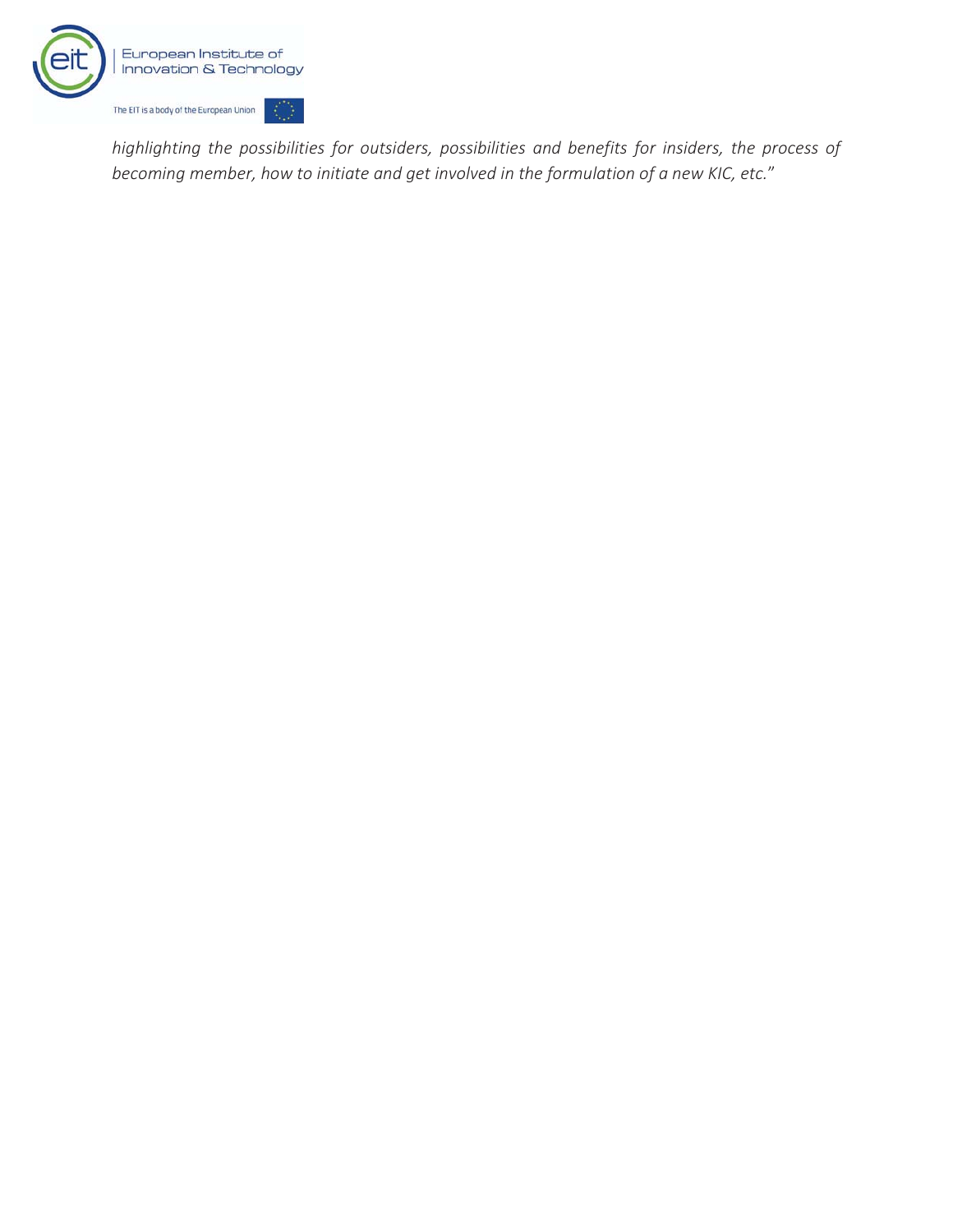*highlighting the possibilities for outsiders, possibilities and benefits for insiders, the process of becoming member, how to initiate and get involved in the formulation of a new KIC, etc.*"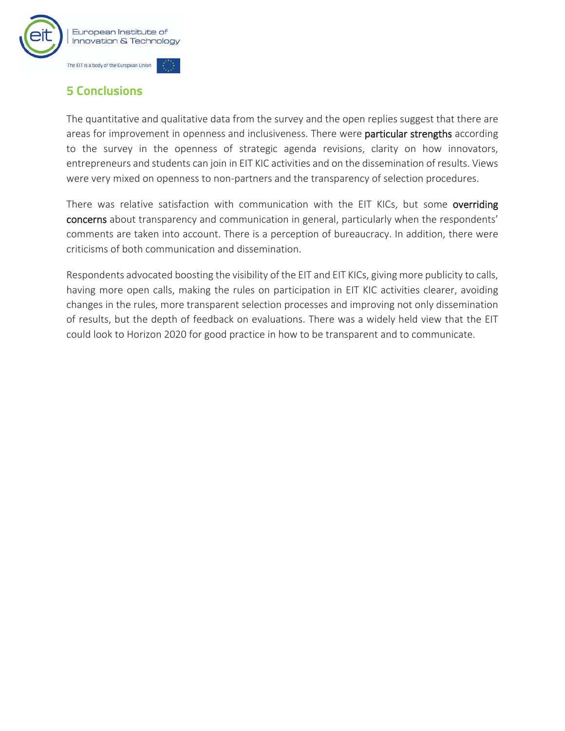# 5 Conclusions

The quantitative and qualitative data from the survey and the open replies suggest that there are areas for improvement in openness and inclusiveness. There were particular strengths according to the survey in the openness of strategic agenda revisions, clarity on how innovators, entrepreneurs and students can join in EIT KIC activities and on the dissemination of results. Views were very mixed on openness to non-partners and the transparency of selection procedures.

There was relative satisfaction with communication with the EIT KICs, but some overriding concerns about transparency and communication in general, particularly when the respondents' comments are taken into account. There is a perception of bureaucracy. In addition, there were criticisms of both communication and dissemination.

Respondents advocated boosting the visibility of the EIT and EIT KICs, giving more publicity to calls, having more open calls, making the rules on participation in EIT KIC activities clearer, avoiding changes in the rules, more transparent selection processes and improving not only dissemination of results, but the depth of feedback on evaluations. There was a widely held view that the EIT could look to Horizon 2020 for good practice in how to be transparent and to communicate.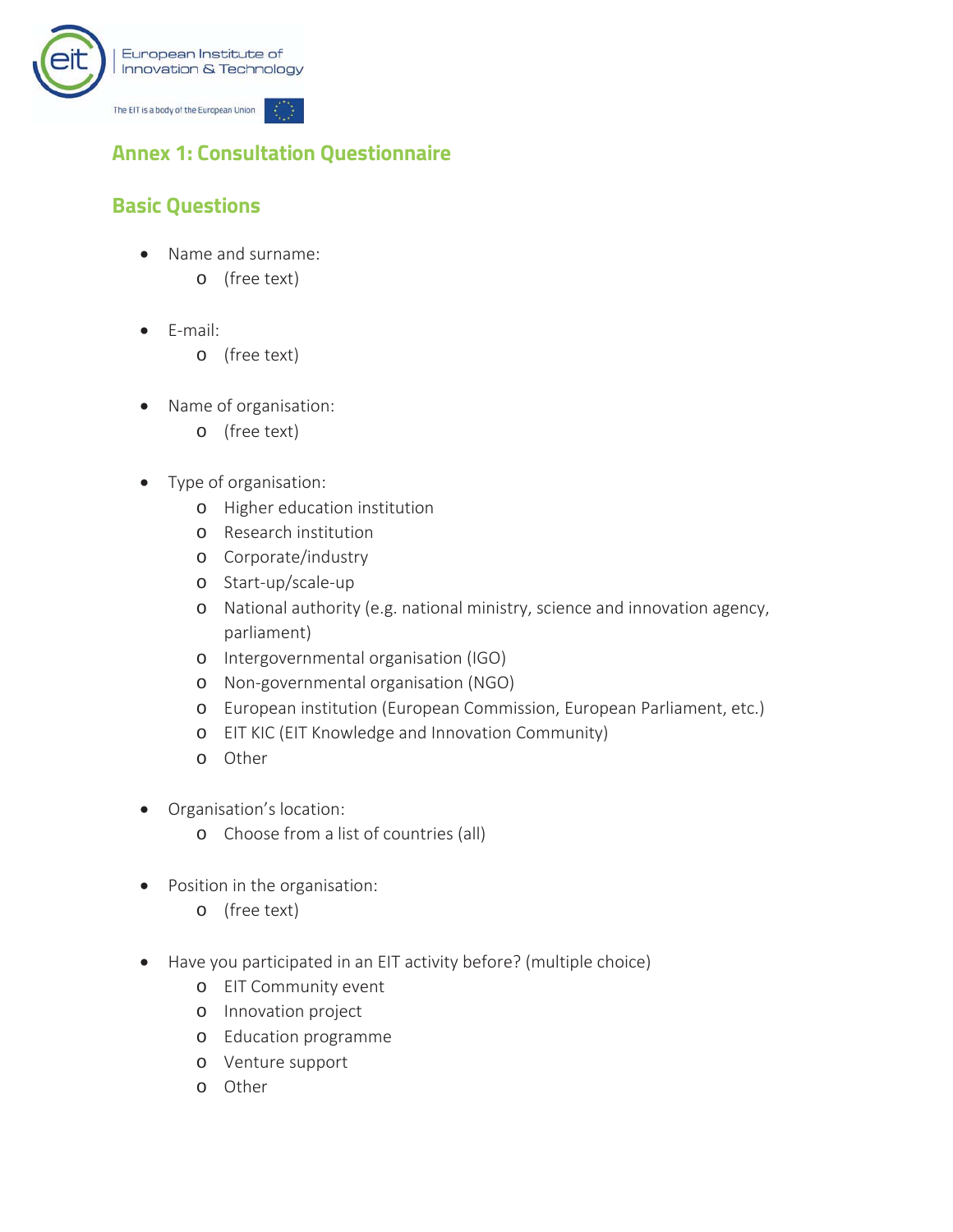## Annex 1: Consultation Questionnaire

### Basic Questions

- Name and surname:
  - (free text)

- E-mail:
  - (free text)

- Name of organisation:
  - (free text)

- Type of organisation:
  - Higher education institution
  - Research institution
  - Corporate/industry
  - Start-up/scale-up
  - National authority (e.g. national ministry, science and innovation agency, parliament)
  - Intergovernmental organisation (IGO)
  - Non-governmental organisation (NGO)
  - European institution (European Commission, European Parliament, etc.)
  - EIT KIC (EIT Knowledge and Innovation Community)
  - Other

- Organisation's location:
  - Choose from a list of countries (all)

- Position in the organisation:
  - (free text)

- Have you participated in an EIT activity before? (multiple choice)
  - EIT Community event
  - Innovation project
  - Education programme
  - Venture support
  - Other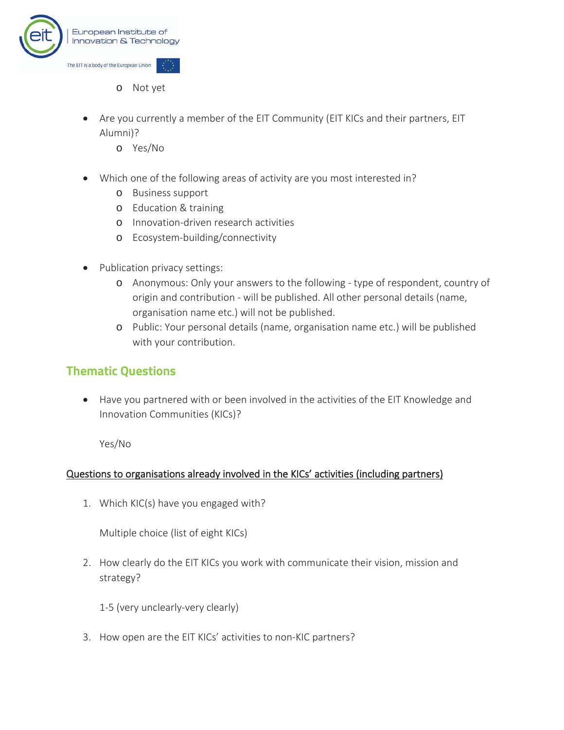- Not yet

- Are you currently a member of the EIT Community (EIT KICs and their partners, EIT Alumni)?
  - Yes/No

- Which one of the following areas of activity are you most interested in?
  - Business support
  - Education & training
  - Innovation-driven research activities
  - Ecosystem-building/connectivity

- Publication privacy settings:
  - Anonymous: Only your answers to the following - type of respondent, country of origin and contribution - will be published. All other personal details (name, organisation name etc.) will not be published.
  - Public: Your personal details (name, organisation name etc.) will be published with your contribution.

## Thematic Questions

- Have you partnered with or been involved in the activities of the EIT Knowledge and Innovation Communities (KICs)?

  Yes/No

<u>Questions to organisations already involved in the KICs' activities (including partners)</u>

1. Which KIC(s) have you engaged with?

   Multiple choice (list of eight KICs)

2. How clearly do the EIT KICs you work with communicate their vision, mission and strategy?

   1-5 (very unclearly-very clearly)

3. How open are the EIT KICs' activities to non-KIC partners?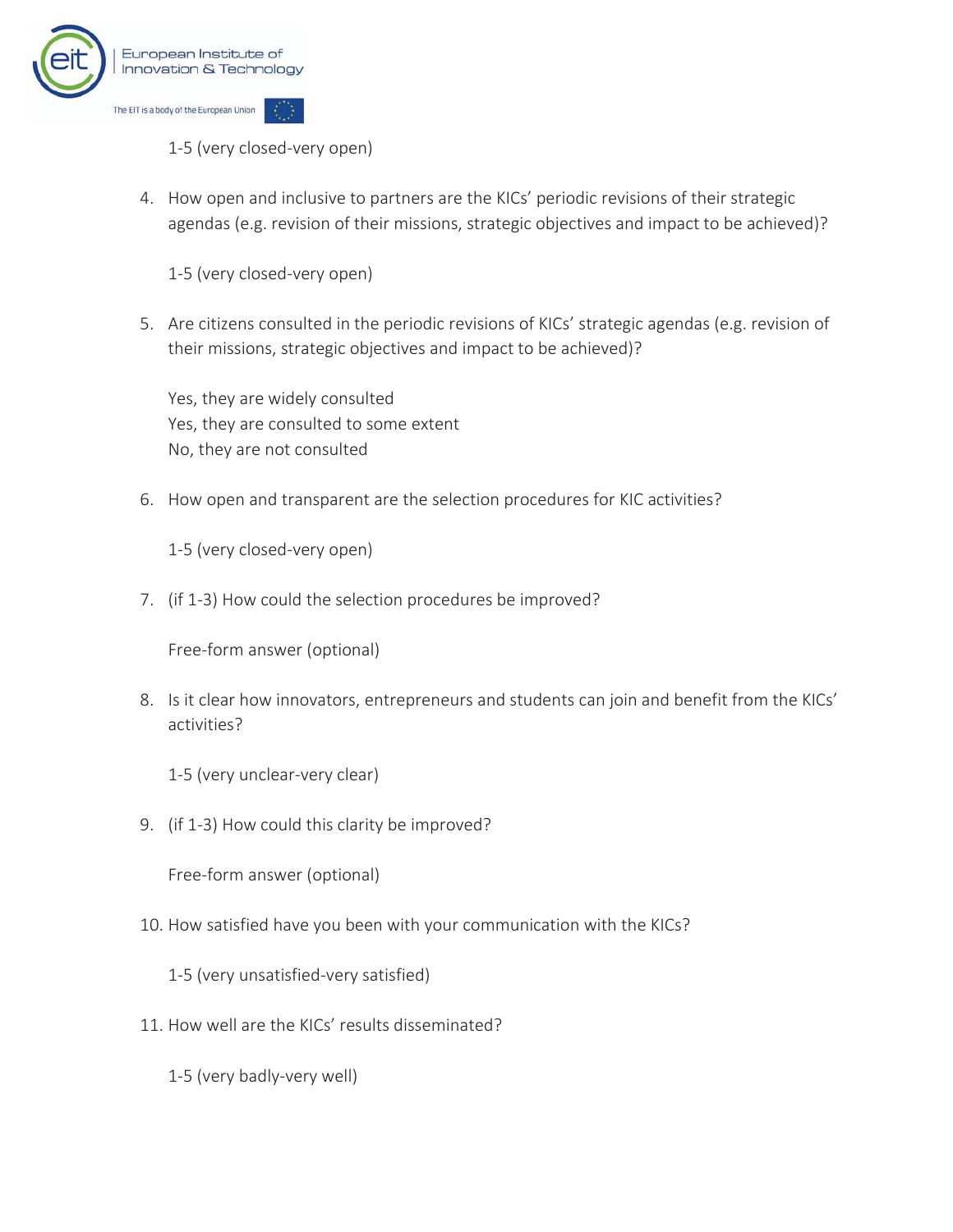1-5 (very closed-very open)

4. How open and inclusive to partners are the KICs' periodic revisions of their strategic agendas (e.g. revision of their missions, strategic objectives and impact to be achieved)?

   1-5 (very closed-very open)

5. Are citizens consulted in the periodic revisions of KICs' strategic agendas (e.g. revision of their missions, strategic objectives and impact to be achieved)?

   Yes, they are widely consulted
   Yes, they are consulted to some extent
   No, they are not consulted

6. How open and transparent are the selection procedures for KIC activities?

   1-5 (very closed-very open)

7. (if 1-3) How could the selection procedures be improved?

   Free-form answer (optional)

8. Is it clear how innovators, entrepreneurs and students can join and benefit from the KICs' activities?

   1-5 (very unclear-very clear)

9. (if 1-3) How could this clarity be improved?

   Free-form answer (optional)

10. How satisfied have you been with your communication with the KICs?

    1-5 (very unsatisfied-very satisfied)

11. How well are the KICs' results disseminated?

    1-5 (very badly-very well)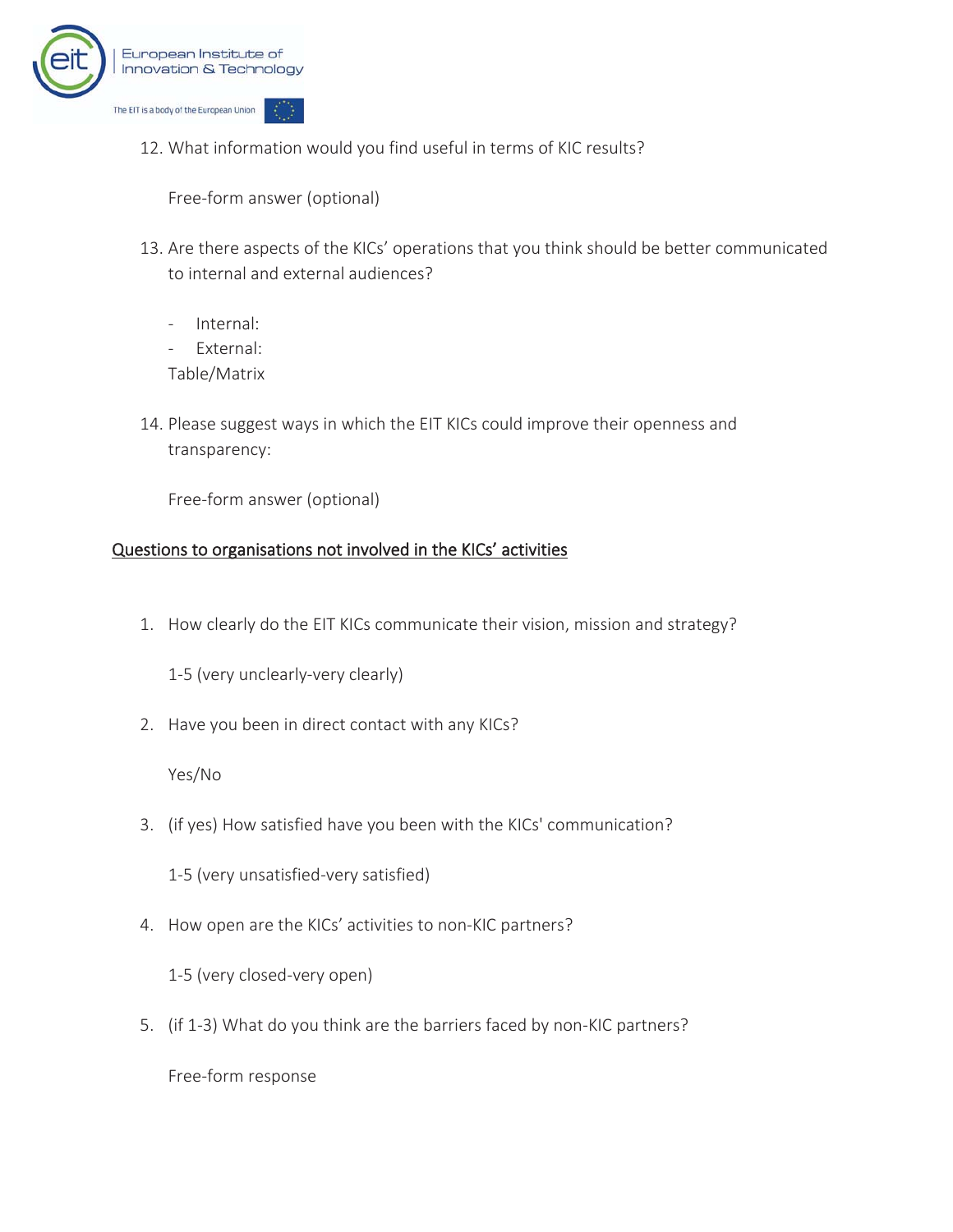12. What information would you find useful in terms of KIC results?

    Free-form answer (optional)

13. Are there aspects of the KICs' operations that you think should be better communicated to internal and external audiences?

    - Internal:
    - External:

    Table/Matrix

14. Please suggest ways in which the EIT KICs could improve their openness and transparency:

    Free-form answer (optional)

<u>Questions to organisations not involved in the KICs' activities</u>

1. How clearly do the EIT KICs communicate their vision, mission and strategy?

   1-5 (very unclearly-very clearly)

2. Have you been in direct contact with any KICs?

   Yes/No

3. (if yes) How satisfied have you been with the KICs' communication?

   1-5 (very unsatisfied-very satisfied)

4. How open are the KICs' activities to non-KIC partners?

   1-5 (very closed-very open)

5. (if 1-3) What do you think are the barriers faced by non-KIC partners?

   Free-form response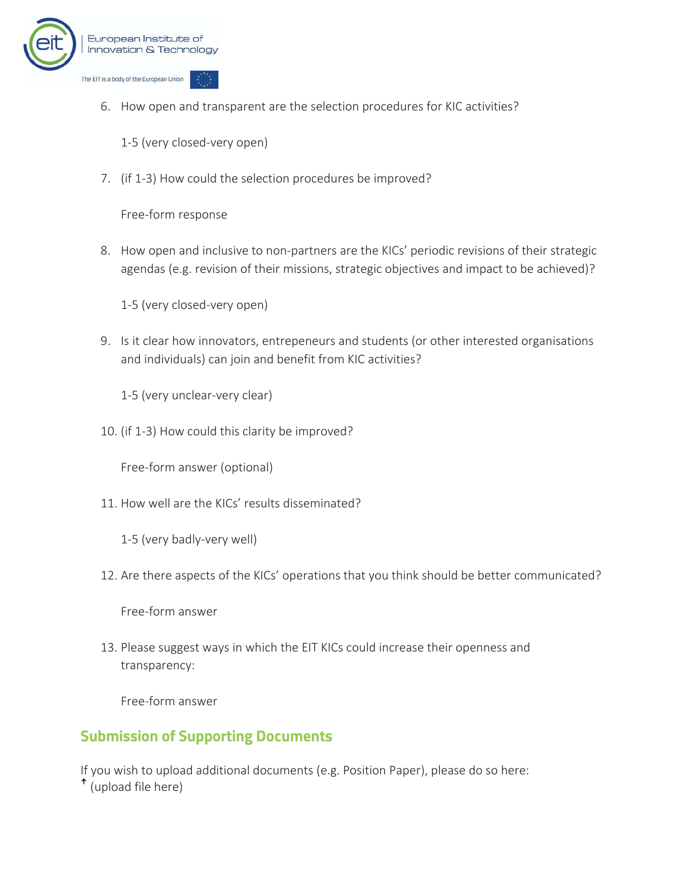6. How open and transparent are the selection procedures for KIC activities?

   1-5 (very closed-very open)

7. (if 1-3) How could the selection procedures be improved?

   Free-form response

8. How open and inclusive to non-partners are the KICs' periodic revisions of their strategic agendas (e.g. revision of their missions, strategic objectives and impact to be achieved)?

   1-5 (very closed-very open)

9. Is it clear how innovators, entrepeneurs and students (or other interested organisations and individuals) can join and benefit from KIC activities?

   1-5 (very unclear-very clear)

10. (if 1-3) How could this clarity be improved?

    Free-form answer (optional)

11. How well are the KICs' results disseminated?

    1-5 (very badly-very well)

12. Are there aspects of the KICs' operations that you think should be better communicated?

    Free-form answer

13. Please suggest ways in which the EIT KICs could increase their openness and transparency:

    Free-form answer

## Submission of Supporting Documents

If you wish to upload additional documents (e.g. Position Paper), please do so here:
↑ (upload file here)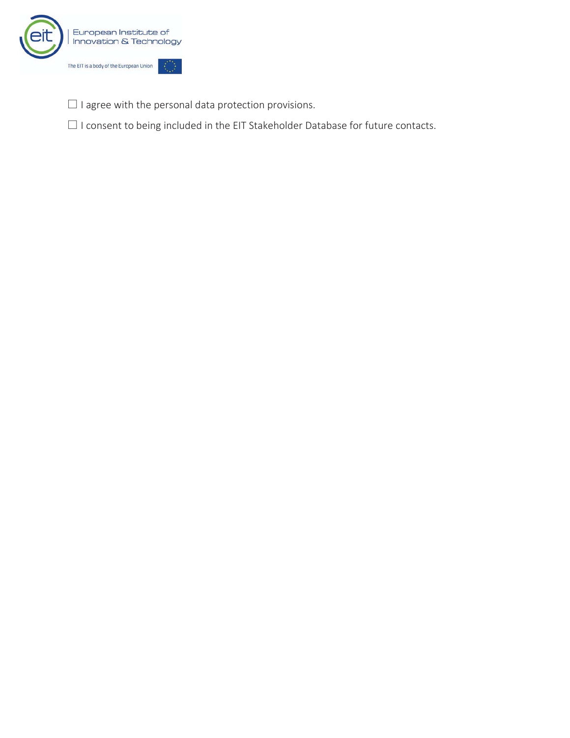☐ I agree with the personal data protection provisions.

☐ I consent to being included in the EIT Stakeholder Database for future contacts.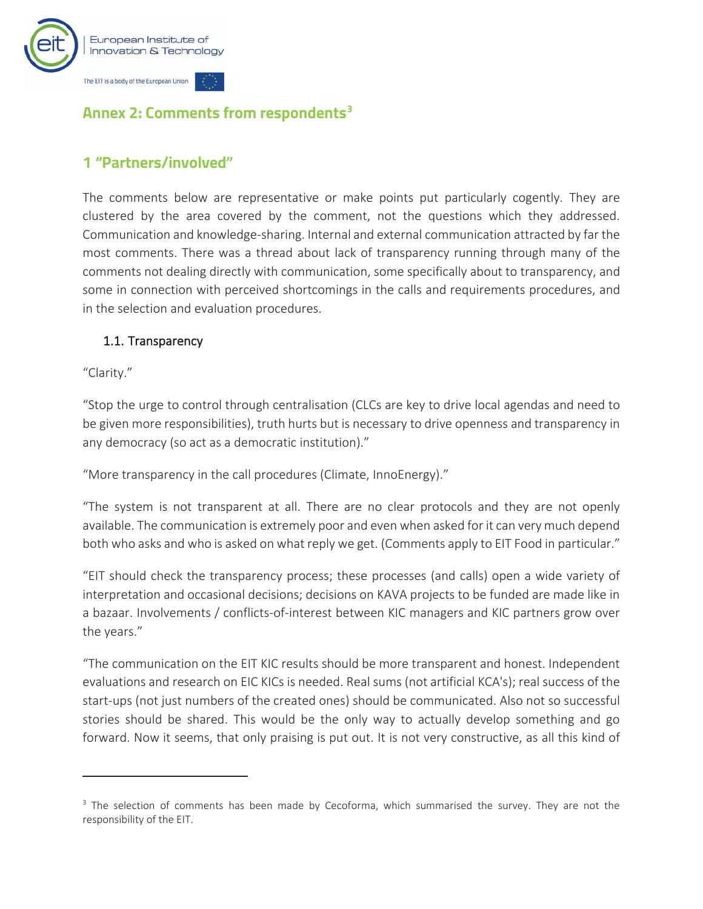## Annex 2: Comments from respondents[3]

## 1 "Partners/involved"

The comments below are representative or make points put particularly cogently. They are clustered by the area covered by the comment, not the questions which they addressed. Communication and knowledge-sharing. Internal and external communication attracted by far the most comments. There was a thread about lack of transparency running through many of the comments not dealing directly with communication, some specifically about to transparency, and some in connection with perceived shortcomings in the calls and requirements procedures, and in the selection and evaluation procedures.

### 1.1. Transparency

"Clarity."

"Stop the urge to control through centralisation (CLCs are key to drive local agendas and need to be given more responsibilities), truth hurts but is necessary to drive openness and transparency in any democracy (so act as a democratic institution)."

"More transparency in the call procedures (Climate, InnoEnergy)."

"The system is not transparent at all. There are no clear protocols and they are not openly available. The communication is extremely poor and even when asked for it can very much depend both who asks and who is asked on what reply we get. (Comments apply to EIT Food in particular."

"EIT should check the transparency process; these processes (and calls) open a wide variety of interpretation and occasional decisions; decisions on KAVA projects to be funded are made like in a bazaar. Involvements / conflicts-of-interest between KIC managers and KIC partners grow over the years."

"The communication on the EIT KIC results should be more transparent and honest. Independent evaluations and research on EIC KICs is needed. Real sums (not artificial KCA's); real success of the start-ups (not just numbers of the created ones) should be communicated. Also not so successful stories should be shared. This would be the only way to actually develop something and go forward. Now it seems, that only praising is put out. It is not very constructive, as all this kind of

---

[3] The selection of comments has been made by Cecoforma, which summarised the survey. They are not the responsibility of the EIT.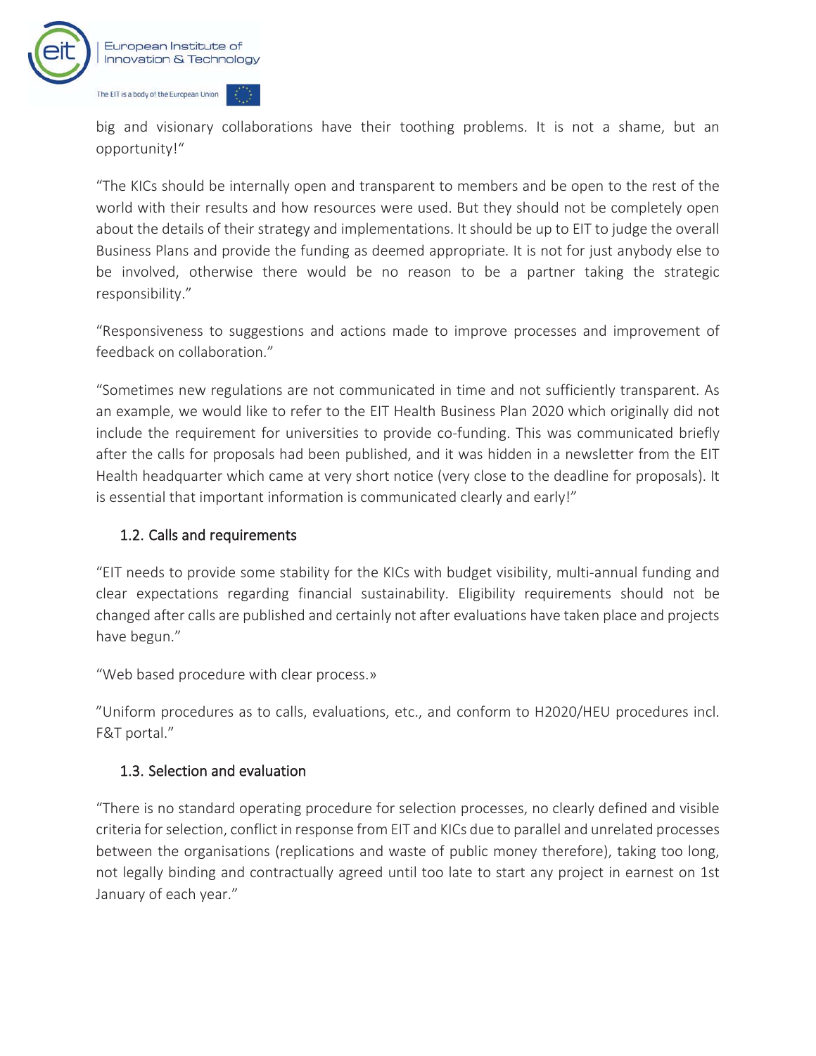big and visionary collaborations have their toothing problems. It is not a shame, but an opportunity!"

"The KICs should be internally open and transparent to members and be open to the rest of the world with their results and how resources were used. But they should not be completely open about the details of their strategy and implementations. It should be up to EIT to judge the overall Business Plans and provide the funding as deemed appropriate. It is not for just anybody else to be involved, otherwise there would be no reason to be a partner taking the strategic responsibility."

"Responsiveness to suggestions and actions made to improve processes and improvement of feedback on collaboration."

"Sometimes new regulations are not communicated in time and not sufficiently transparent. As an example, we would like to refer to the EIT Health Business Plan 2020 which originally did not include the requirement for universities to provide co-funding. This was communicated briefly after the calls for proposals had been published, and it was hidden in a newsletter from the EIT Health headquarter which came at very short notice (very close to the deadline for proposals). It is essential that important information is communicated clearly and early!"

### 1.2. Calls and requirements

"EIT needs to provide some stability for the KICs with budget visibility, multi-annual funding and clear expectations regarding financial sustainability. Eligibility requirements should not be changed after calls are published and certainly not after evaluations have taken place and projects have begun."

"Web based procedure with clear process.»

"Uniform procedures as to calls, evaluations, etc., and conform to H2020/HEU procedures incl. F&T portal."

### 1.3. Selection and evaluation

"There is no standard operating procedure for selection processes, no clearly defined and visible criteria for selection, conflict in response from EIT and KICs due to parallel and unrelated processes between the organisations (replications and waste of public money therefore), taking too long, not legally binding and contractually agreed until too late to start any project in earnest on 1st January of each year."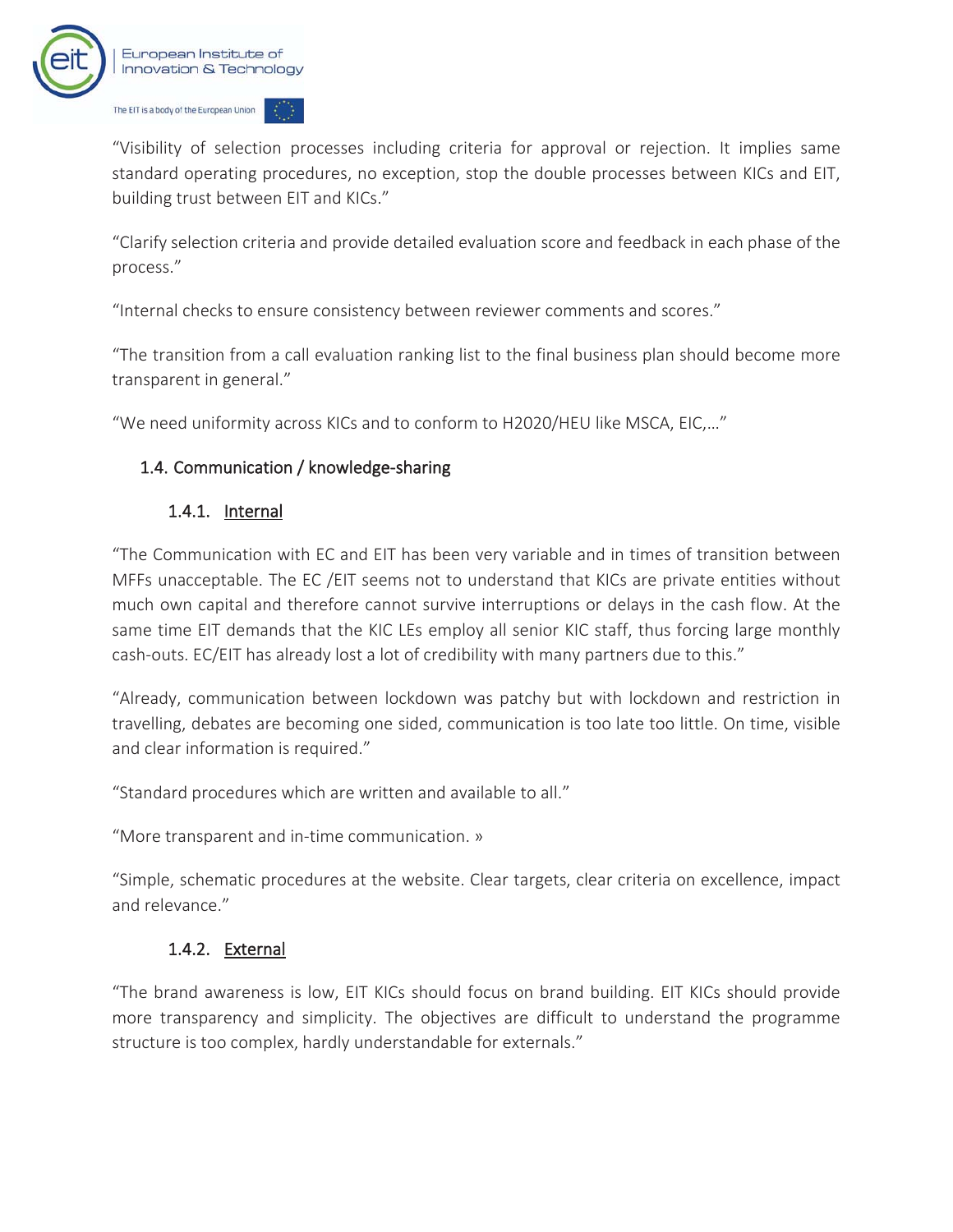"Visibility of selection processes including criteria for approval or rejection. It implies same standard operating procedures, no exception, stop the double processes between KICs and EIT, building trust between EIT and KICs."

"Clarify selection criteria and provide detailed evaluation score and feedback in each phase of the process."

"Internal checks to ensure consistency between reviewer comments and scores."

"The transition from a call evaluation ranking list to the final business plan should become more transparent in general."

"We need uniformity across KICs and to conform to H2020/HEU like MSCA, EIC,…"

### 1.4. Communication / knowledge-sharing

#### 1.4.1. Internal

"The Communication with EC and EIT has been very variable and in times of transition between MFFs unacceptable. The EC /EIT seems not to understand that KICs are private entities without much own capital and therefore cannot survive interruptions or delays in the cash flow. At the same time EIT demands that the KIC LEs employ all senior KIC staff, thus forcing large monthly cash-outs. EC/EIT has already lost a lot of credibility with many partners due to this."

"Already, communication between lockdown was patchy but with lockdown and restriction in travelling, debates are becoming one sided, communication is too late too little. On time, visible and clear information is required."

"Standard procedures which are written and available to all."

"More transparent and in-time communication. »

"Simple, schematic procedures at the website. Clear targets, clear criteria on excellence, impact and relevance."

#### 1.4.2. External

"The brand awareness is low, EIT KICs should focus on brand building. EIT KICs should provide more transparency and simplicity. The objectives are difficult to understand the programme structure is too complex, hardly understandable for externals."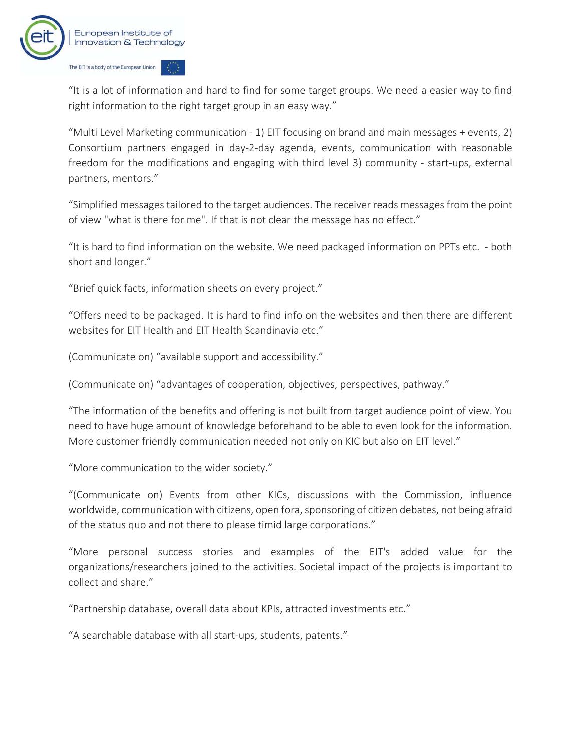"It is a lot of information and hard to find for some target groups. We need a easier way to find right information to the right target group in an easy way."

"Multi Level Marketing communication - 1) EIT focusing on brand and main messages + events, 2) Consortium partners engaged in day-2-day agenda, events, communication with reasonable freedom for the modifications and engaging with third level 3) community - start-ups, external partners, mentors."

"Simplified messages tailored to the target audiences. The receiver reads messages from the point of view "what is there for me". If that is not clear the message has no effect."

"It is hard to find information on the website. We need packaged information on PPTs etc. - both short and longer."

"Brief quick facts, information sheets on every project."

"Offers need to be packaged. It is hard to find info on the websites and then there are different websites for EIT Health and EIT Health Scandinavia etc."

(Communicate on) "available support and accessibility."

(Communicate on) "advantages of cooperation, objectives, perspectives, pathway."

"The information of the benefits and offering is not built from target audience point of view. You need to have huge amount of knowledge beforehand to be able to even look for the information. More customer friendly communication needed not only on KIC but also on EIT level."

"More communication to the wider society."

"(Communicate on) Events from other KICs, discussions with the Commission, influence worldwide, communication with citizens, open fora, sponsoring of citizen debates, not being afraid of the status quo and not there to please timid large corporations."

"More personal success stories and examples of the EIT's added value for the organizations/researchers joined to the activities. Societal impact of the projects is important to collect and share."

"Partnership database, overall data about KPIs, attracted investments etc."

"A searchable database with all start-ups, students, patents."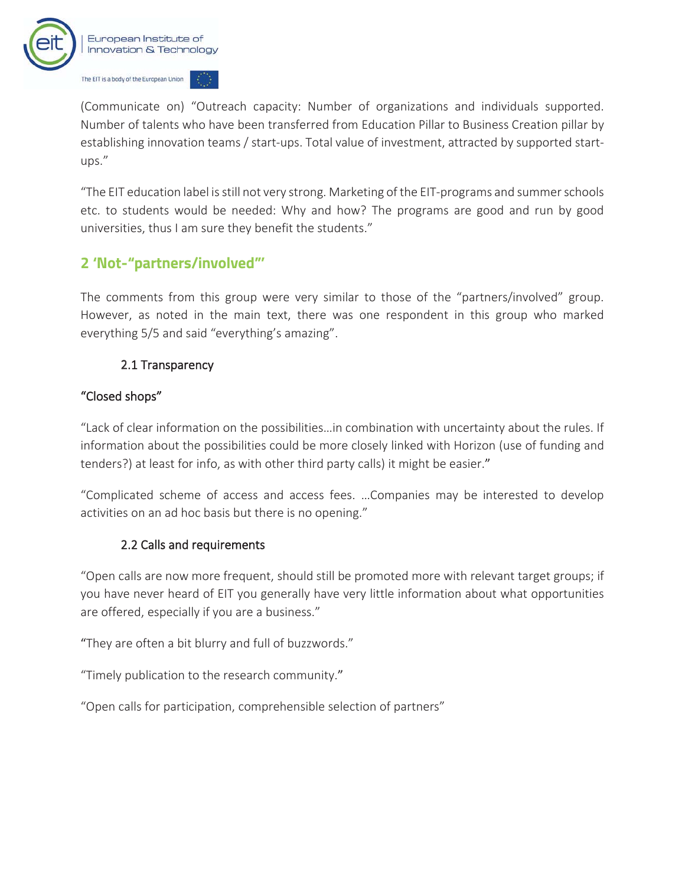(Communicate on) "Outreach capacity: Number of organizations and individuals supported. Number of talents who have been transferred from Education Pillar to Business Creation pillar by establishing innovation teams / start-ups. Total value of investment, attracted by supported start-ups."

"The EIT education label is still not very strong. Marketing of the EIT-programs and summer schools etc. to students would be needed: Why and how? The programs are good and run by good universities, thus I am sure they benefit the students."

## 2 'Not-"partners/involved"'

The comments from this group were very similar to those of the "partners/involved" group. However, as noted in the main text, there was one respondent in this group who marked everything 5/5 and said "everything's amazing".

### 2.1 Transparency

"Closed shops"

"Lack of clear information on the possibilities…in combination with uncertainty about the rules. If information about the possibilities could be more closely linked with Horizon (use of funding and tenders?) at least for info, as with other third party calls) it might be easier."

"Complicated scheme of access and access fees. …Companies may be interested to develop activities on an ad hoc basis but there is no opening."

### 2.2 Calls and requirements

"Open calls are now more frequent, should still be promoted more with relevant target groups; if you have never heard of EIT you generally have very little information about what opportunities are offered, especially if you are a business."

"They are often a bit blurry and full of buzzwords."

"Timely publication to the research community."

"Open calls for participation, comprehensible selection of partners"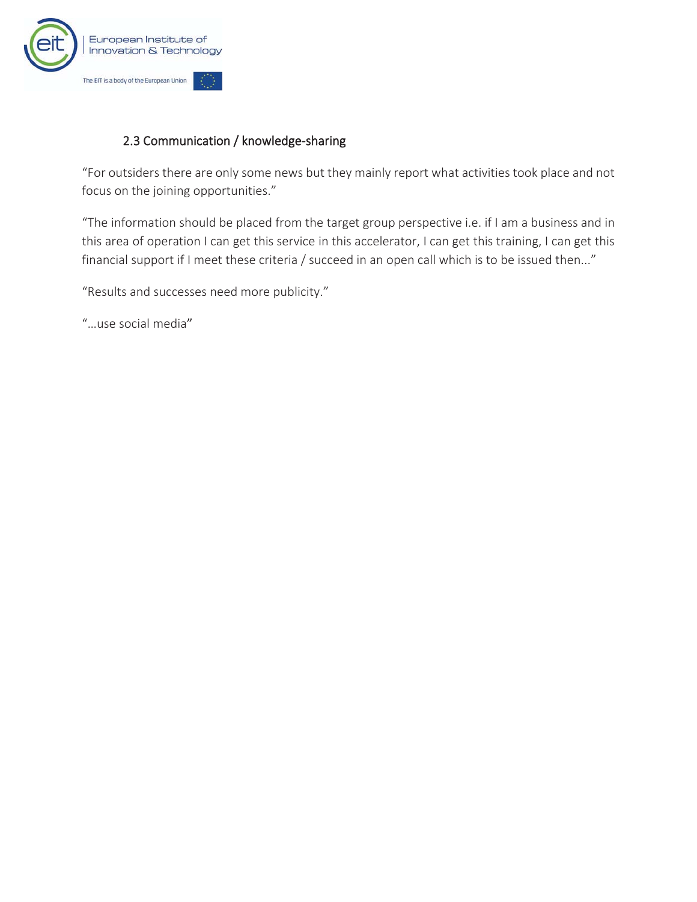### 2.3 Communication / knowledge-sharing

"For outsiders there are only some news but they mainly report what activities took place and not focus on the joining opportunities."

"The information should be placed from the target group perspective i.e. if I am a business and in this area of operation I can get this service in this accelerator, I can get this training, I can get this financial support if I meet these criteria / succeed in an open call which is to be issued then..."

"Results and successes need more publicity."

"…use social media"